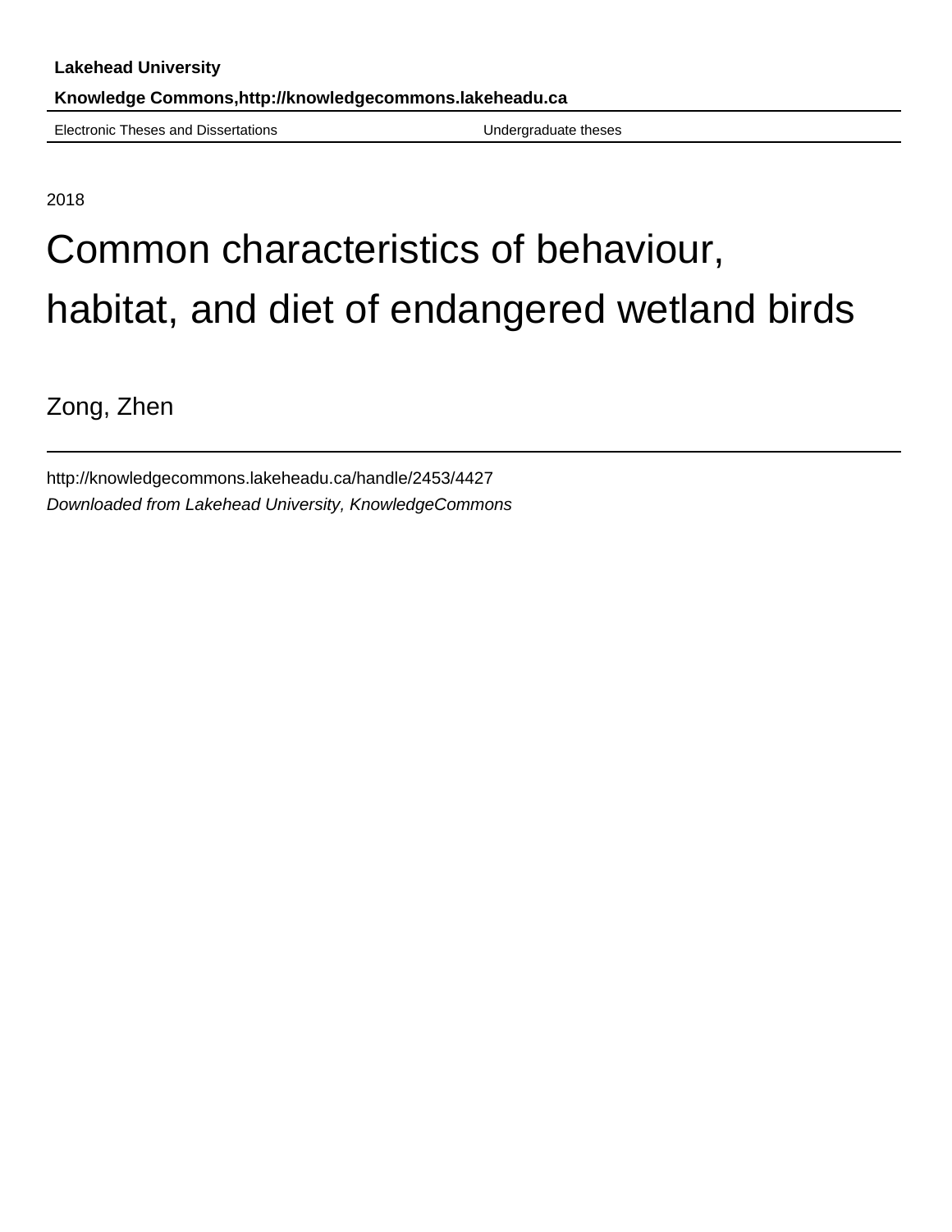**Lakehead University**

**Knowledge Commons,http://knowledgecommons.lakeheadu.ca**

Electronic Theses and Dissertations　　　　　　　　　　Undergraduate theses

2018

# Common characteristics of behaviour, habitat, and diet of endangered wetland birds

Zong, Zhen

http://knowledgecommons.lakeheadu.ca/handle/2453/4427

*Downloaded from Lakehead University, KnowledgeCommons*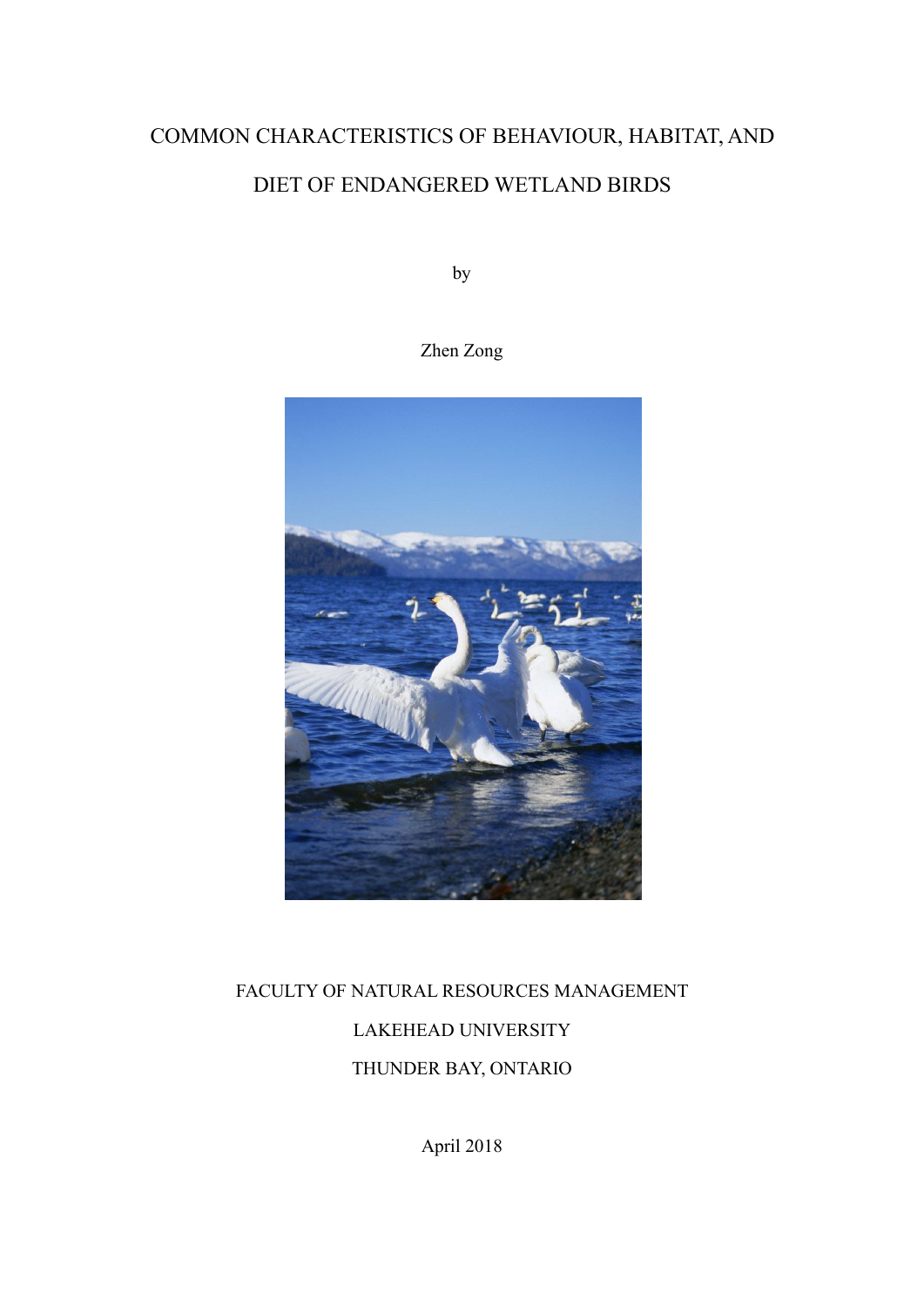# COMMON CHARACTERISTICS OF BEHAVIOUR, HABITAT, AND DIET OF ENDANGERED WETLAND BIRDS

by

Zhen Zong

FACULTY OF NATURAL RESOURCES MANAGEMENT

LAKEHEAD UNIVERSITY

THUNDER BAY, ONTARIO

April 2018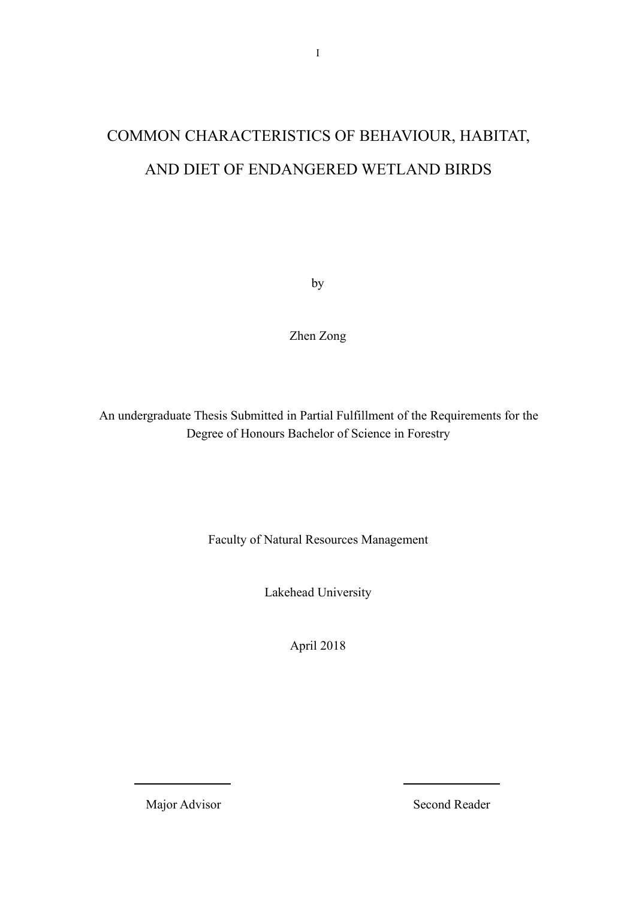# COMMON CHARACTERISTICS OF BEHAVIOUR, HABITAT, AND DIET OF ENDANGERED WETLAND BIRDS

by

Zhen Zong

An undergraduate Thesis Submitted in Partial Fulfillment of the Requirements for the Degree of Honours Bachelor of Science in Forestry

Faculty of Natural Resources Management

Lakehead University

April 2018

Major Advisor

Second Reader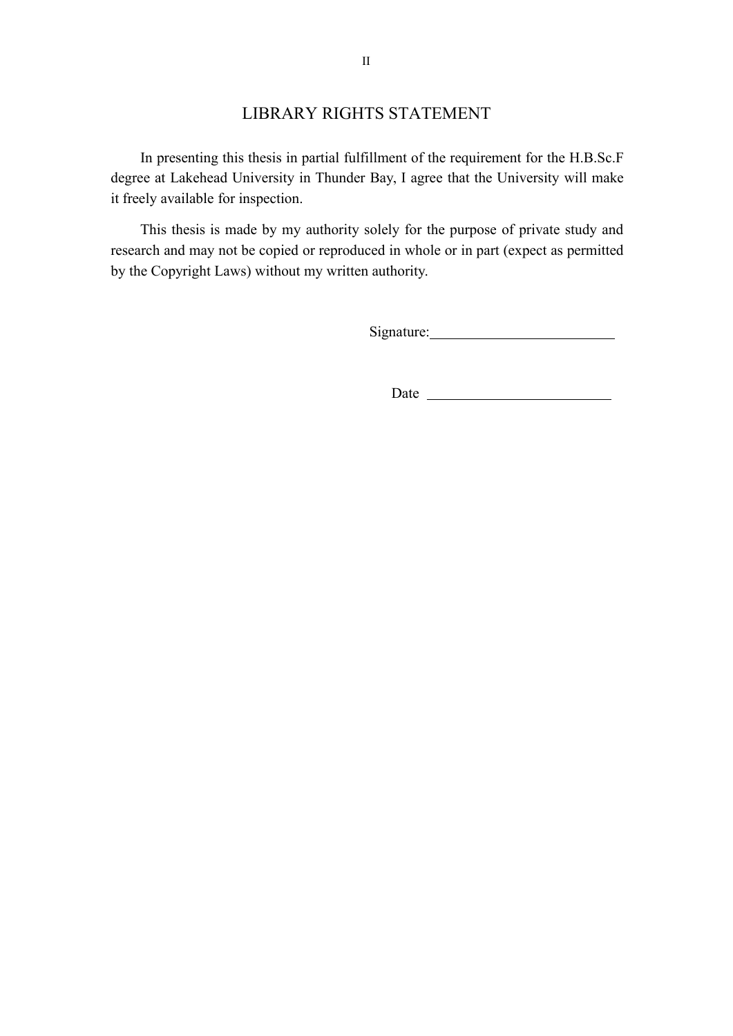# LIBRARY RIGHTS STATEMENT

In presenting this thesis in partial fulfillment of the requirement for the H.B.Sc.F degree at Lakehead University in Thunder Bay, I agree that the University will make it freely available for inspection.

This thesis is made by my authority solely for the purpose of private study and research and may not be copied or reproduced in whole or in part (expect as permitted by the Copyright Laws) without my written authority.

Signature:_________________________

Date _________________________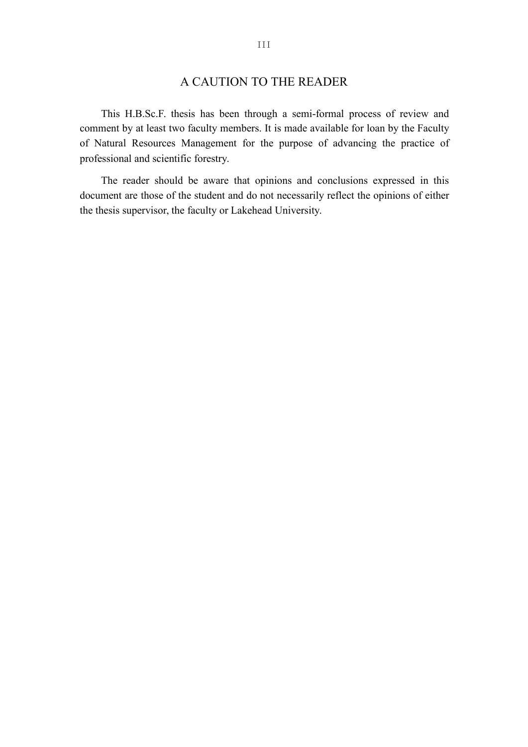# A CAUTION TO THE READER

This H.B.Sc.F. thesis has been through a semi-formal process of review and comment by at least two faculty members. It is made available for loan by the Faculty of Natural Resources Management for the purpose of advancing the practice of professional and scientific forestry.

The reader should be aware that opinions and conclusions expressed in this document are those of the student and do not necessarily reflect the opinions of either the thesis supervisor, the faculty or Lakehead University.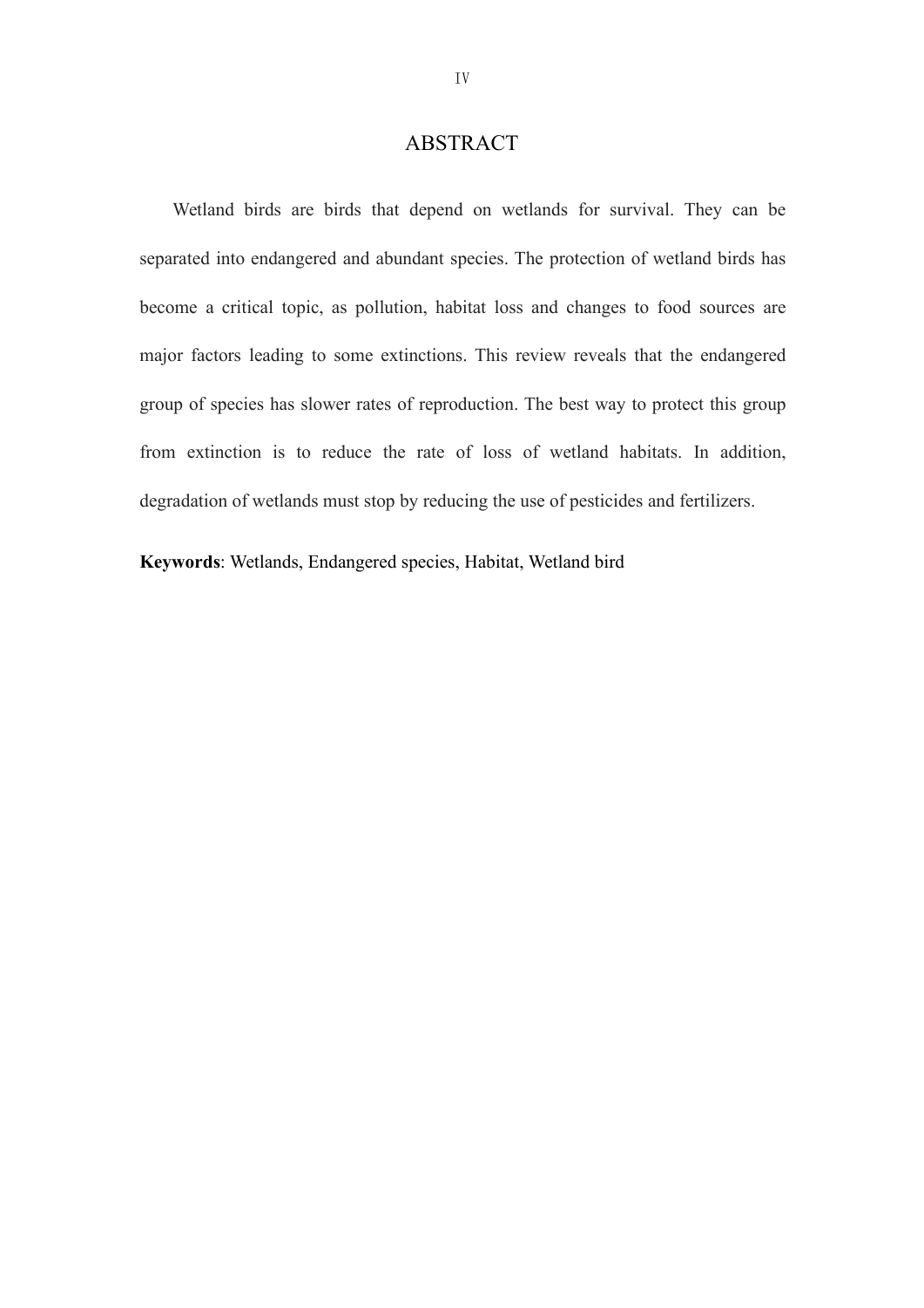# ABSTRACT

Wetland birds are birds that depend on wetlands for survival. They can be separated into endangered and abundant species. The protection of wetland birds has become a critical topic, as pollution, habitat loss and changes to food sources are major factors leading to some extinctions. This review reveals that the endangered group of species has slower rates of reproduction. The best way to protect this group from extinction is to reduce the rate of loss of wetland habitats. In addition, degradation of wetlands must stop by reducing the use of pesticides and fertilizers.

**Keywords**: Wetlands, Endangered species, Habitat, Wetland bird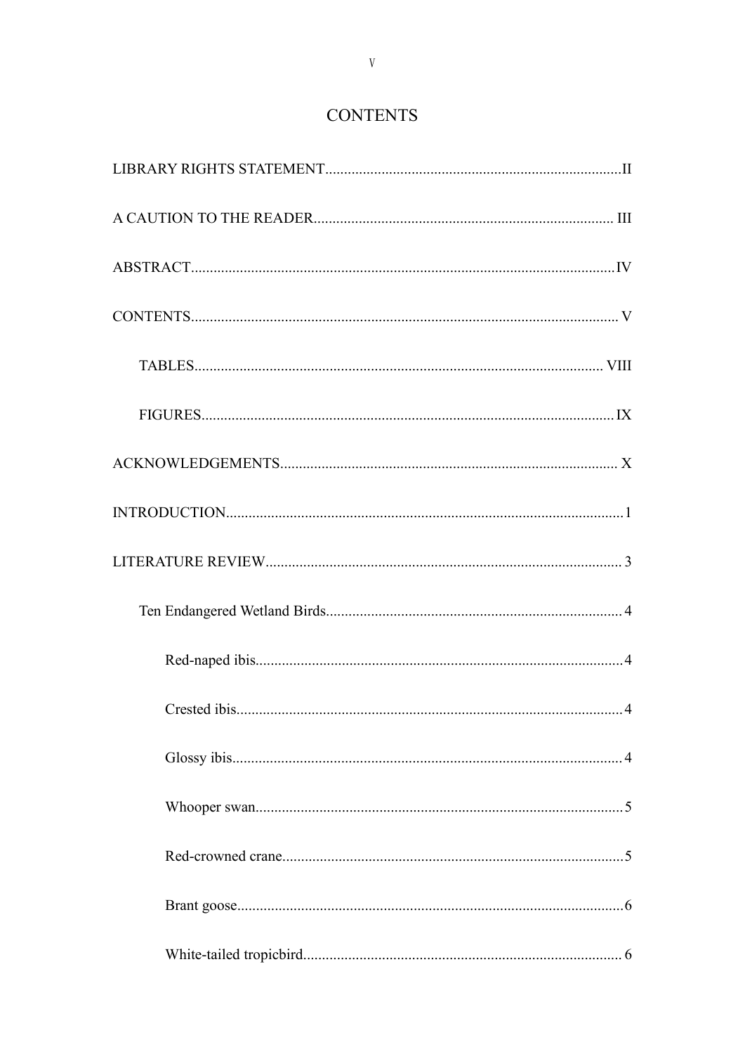# CONTENTS

LIBRARY RIGHTS STATEMENT....................................................................................II

A CAUTION TO THE READER.................................................................................... III

ABSTRACT....................................................................................................................IV

CONTENTS..................................................................................................................... V

- TABLES.................................................................................................................. VIII
- FIGURES..................................................................................................................IX

ACKNOWLEDGEMENTS.............................................................................................. X

INTRODUCTION.............................................................................................................1

LITERATURE REVIEW.................................................................................................. 3

- Ten Endangered Wetland Birds.................................................................................. 4
  - Red-naped ibis....................................................................................................4
  - Crested ibis.........................................................................................................4
  - Glossy ibis..........................................................................................................4
  - Whooper swan....................................................................................................5
  - Red-crowned crane.............................................................................................5
  - Brant goose.........................................................................................................6
  - White-tailed tropicbird....................................................................................... 6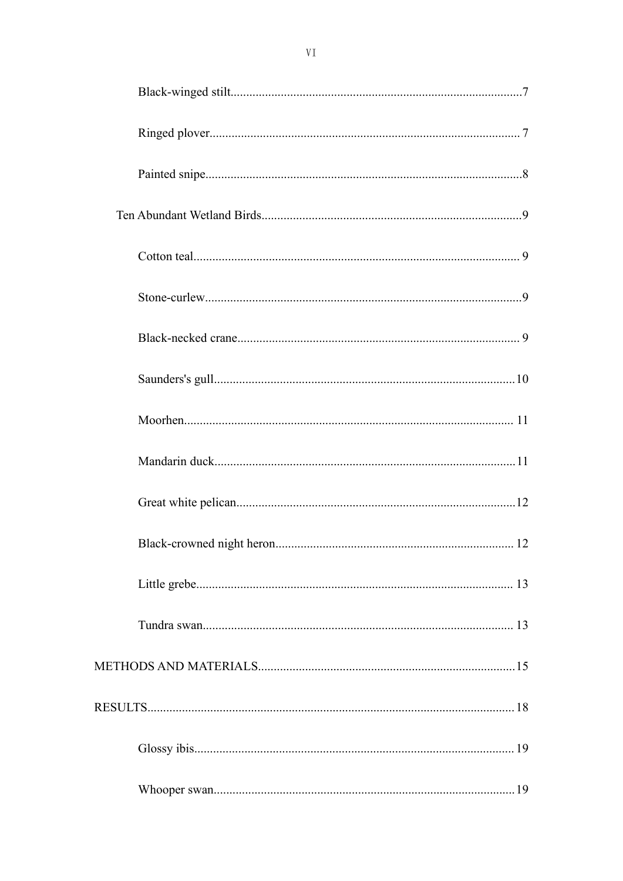Black-winged stilt............................................................................................7

Ringed plover.................................................................................................. 7

Painted snipe....................................................................................................8

Ten Abundant Wetland Birds..................................................................................9

Cotton teal....................................................................................................... 9

Stone-curlew....................................................................................................9

Black-necked crane......................................................................................... 9

Saunders's gull...............................................................................................10

Moorhen........................................................................................................ 11

Mandarin duck...............................................................................................11

Great white pelican........................................................................................12

Black-crowned night heron........................................................................... 12

Little grebe.................................................................................................... 13

Tundra swan.................................................................................................. 13

METHODS AND MATERIALS.................................................................................15

RESULTS.................................................................................................................... 18

Glossy ibis..................................................................................................... 19

Whooper swan...............................................................................................19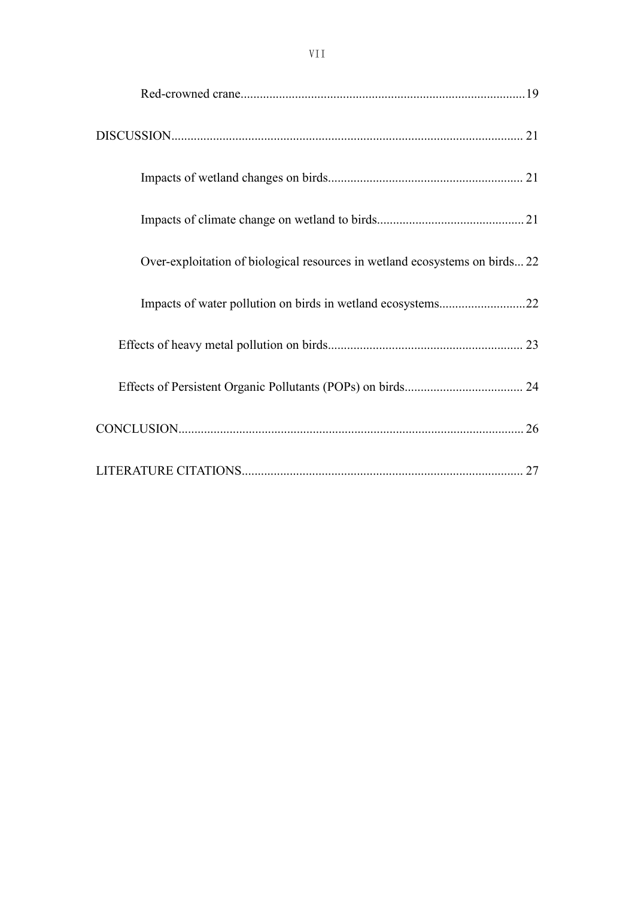Red-crowned crane........................................................................................19

DISCUSSION............................................................................................................ 21

Impacts of wetland changes on birds............................................................ 21

Impacts of climate change on wetland to birds............................................. 21

Over-exploitation of biological resources in wetland ecosystems on birds... 22

Impacts of water pollution on birds in wetland ecosystems...........................22

Effects of heavy metal pollution on birds............................................................ 23

Effects of Persistent Organic Pollutants (POPs) on birds..................................... 24

CONCLUSION.......................................................................................................... 26

LITERATURE CITATIONS....................................................................................... 27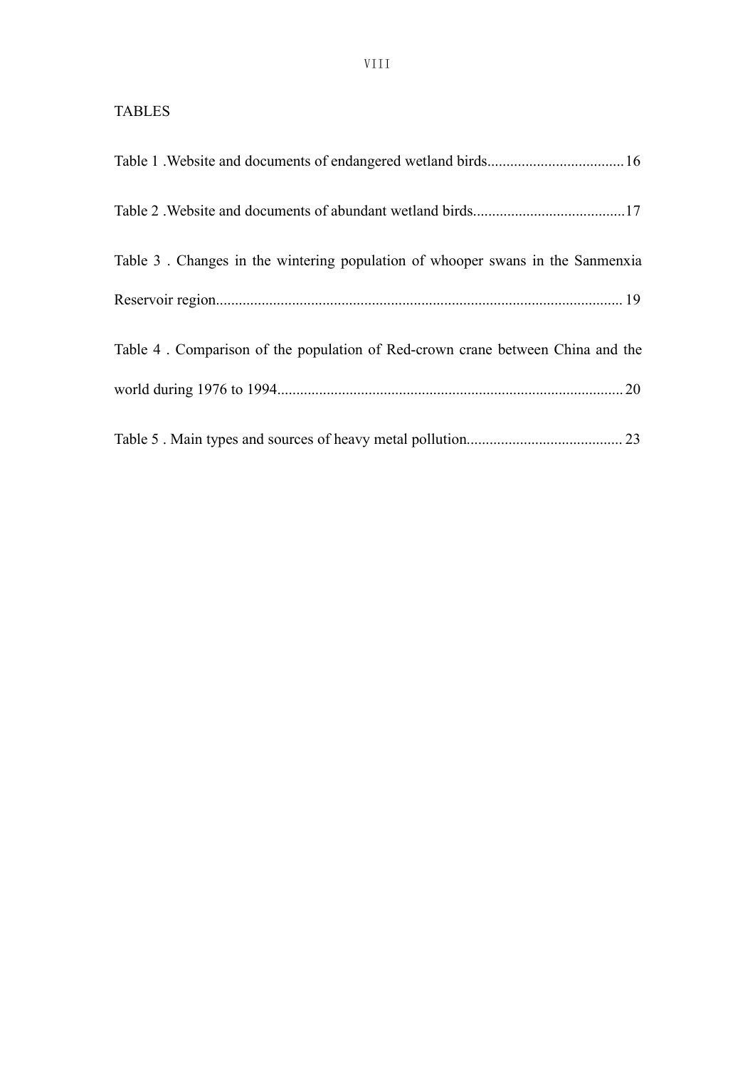TABLES

Table 1 .Website and documents of endangered wetland birds....................................16

Table 2 .Website and documents of abundant wetland birds........................................17

Table 3 . Changes in the wintering population of whooper swans in the Sanmenxia Reservoir region........................................................................................................... 19

Table 4 . Comparison of the population of Red-crown crane between China and the world during 1976 to 1994........................................................................................... 20

Table 5 . Main types and sources of heavy metal pollution......................................... 23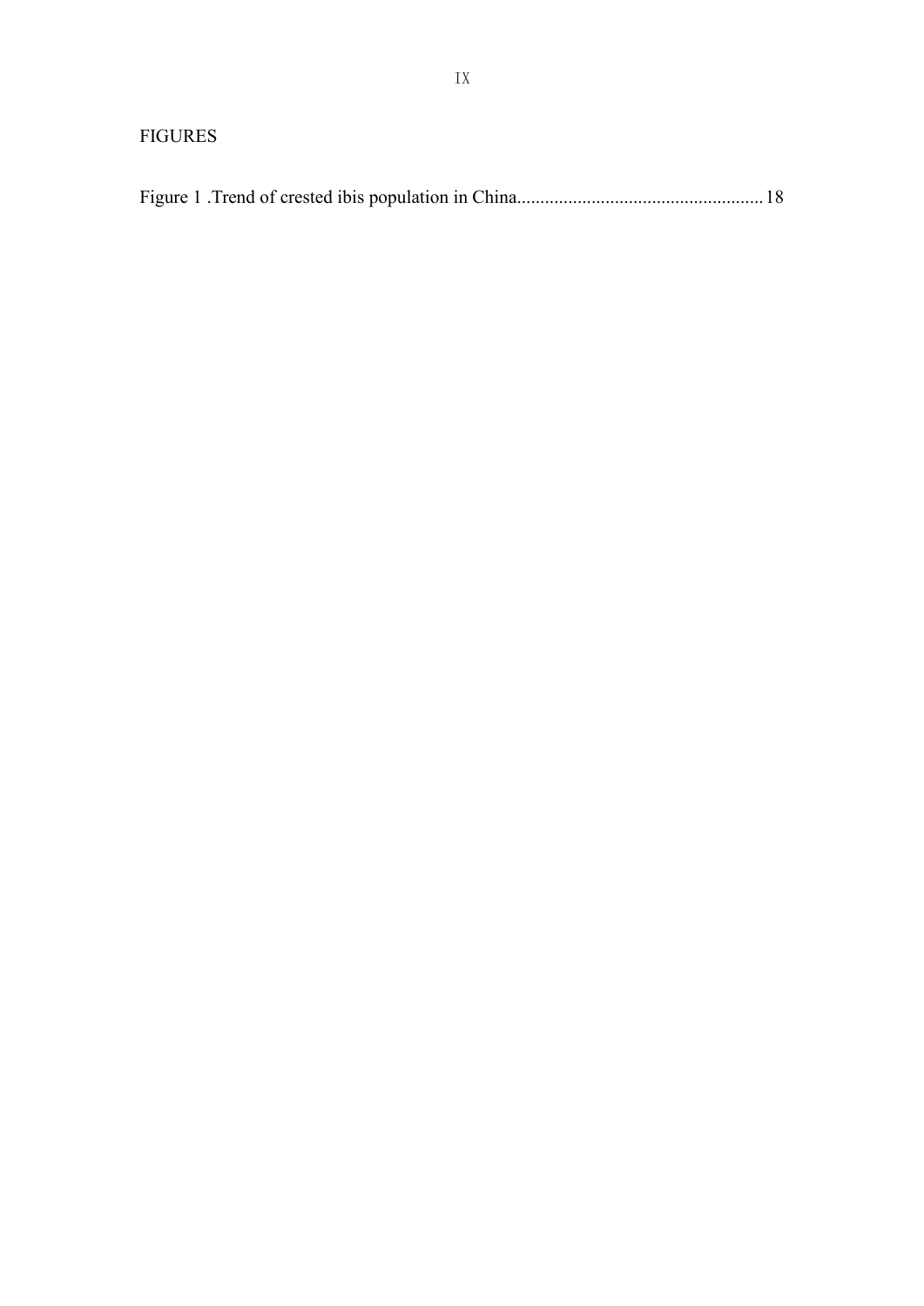# FIGURES

Figure 1 .Trend of crested ibis population in China....................................................18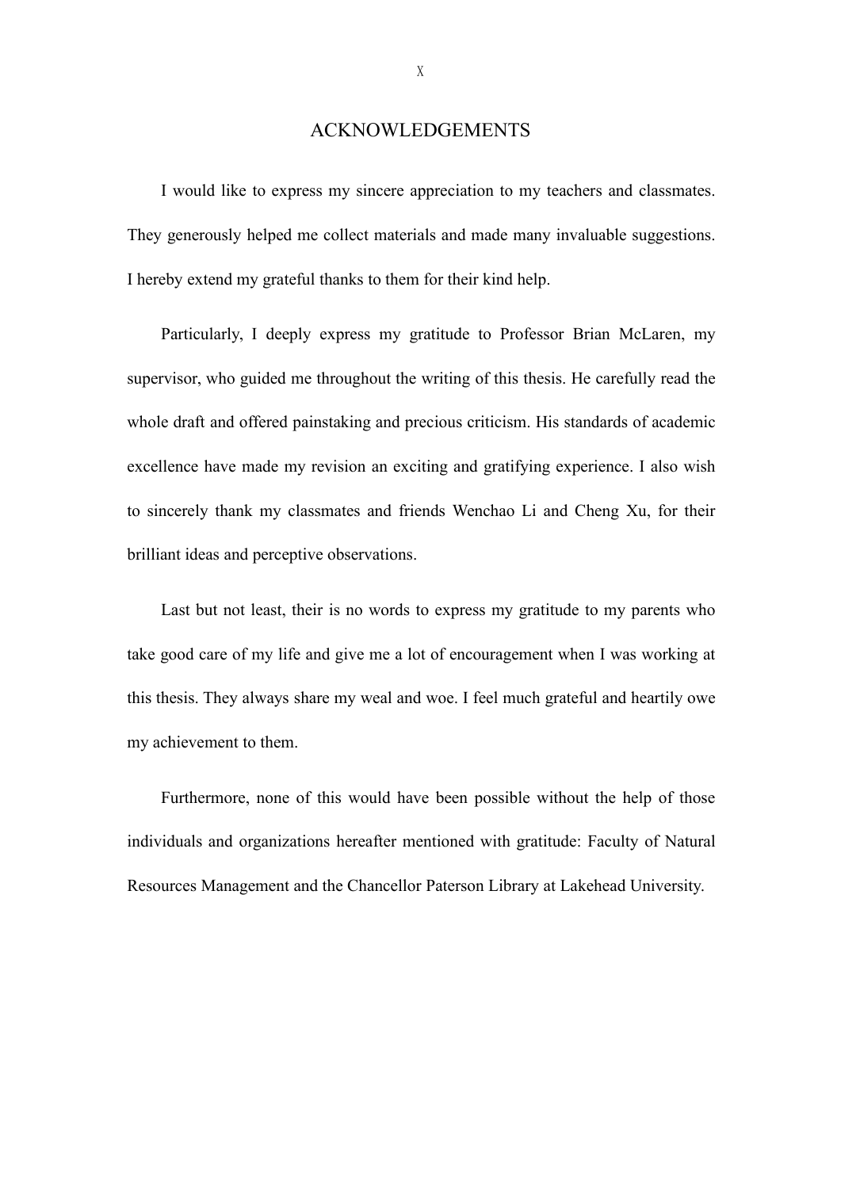# ACKNOWLEDGEMENTS

I would like to express my sincere appreciation to my teachers and classmates. They generously helped me collect materials and made many invaluable suggestions. I hereby extend my grateful thanks to them for their kind help.

Particularly, I deeply express my gratitude to Professor Brian McLaren, my supervisor, who guided me throughout the writing of this thesis. He carefully read the whole draft and offered painstaking and precious criticism. His standards of academic excellence have made my revision an exciting and gratifying experience. I also wish to sincerely thank my classmates and friends Wenchao Li and Cheng Xu, for their brilliant ideas and perceptive observations.

Last but not least, their is no words to express my gratitude to my parents who take good care of my life and give me a lot of encouragement when I was working at this thesis. They always share my weal and woe. I feel much grateful and heartily owe my achievement to them.

Furthermore, none of this would have been possible without the help of those individuals and organizations hereafter mentioned with gratitude: Faculty of Natural Resources Management and the Chancellor Paterson Library at Lakehead University.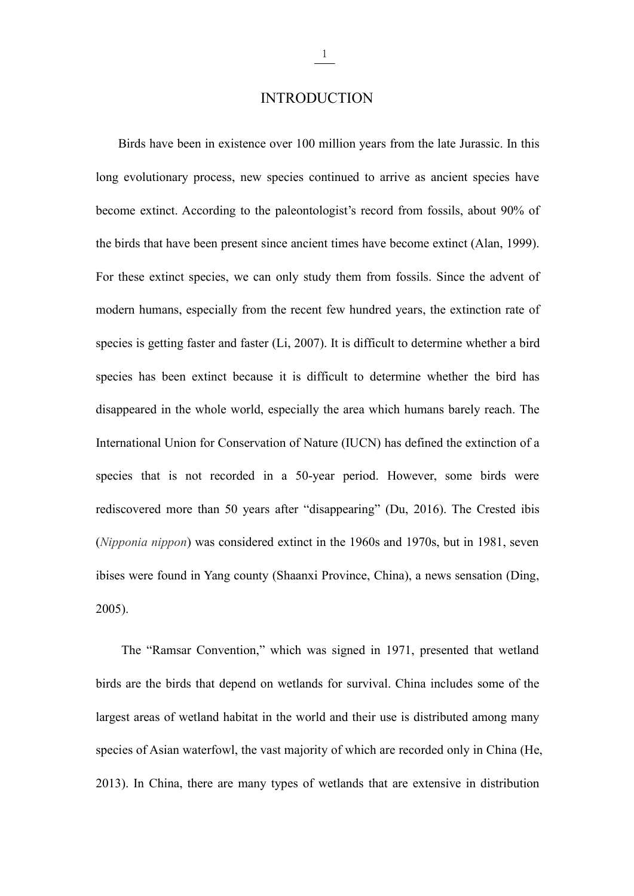# INTRODUCTION

Birds have been in existence over 100 million years from the late Jurassic. In this long evolutionary process, new species continued to arrive as ancient species have become extinct. According to the paleontologist's record from fossils, about 90% of the birds that have been present since ancient times have become extinct (Alan, 1999). For these extinct species, we can only study them from fossils. Since the advent of modern humans, especially from the recent few hundred years, the extinction rate of species is getting faster and faster (Li, 2007). It is difficult to determine whether a bird species has been extinct because it is difficult to determine whether the bird has disappeared in the whole world, especially the area which humans barely reach. The International Union for Conservation of Nature (IUCN) has defined the extinction of a species that is not recorded in a 50-year period. However, some birds were rediscovered more than 50 years after "disappearing" (Du, 2016). The Crested ibis (*Nipponia nippon*) was considered extinct in the 1960s and 1970s, but in 1981, seven ibises were found in Yang county (Shaanxi Province, China), a news sensation (Ding, 2005).

The "Ramsar Convention," which was signed in 1971, presented that wetland birds are the birds that depend on wetlands for survival. China includes some of the largest areas of wetland habitat in the world and their use is distributed among many species of Asian waterfowl, the vast majority of which are recorded only in China (He, 2013). In China, there are many types of wetlands that are extensive in distribution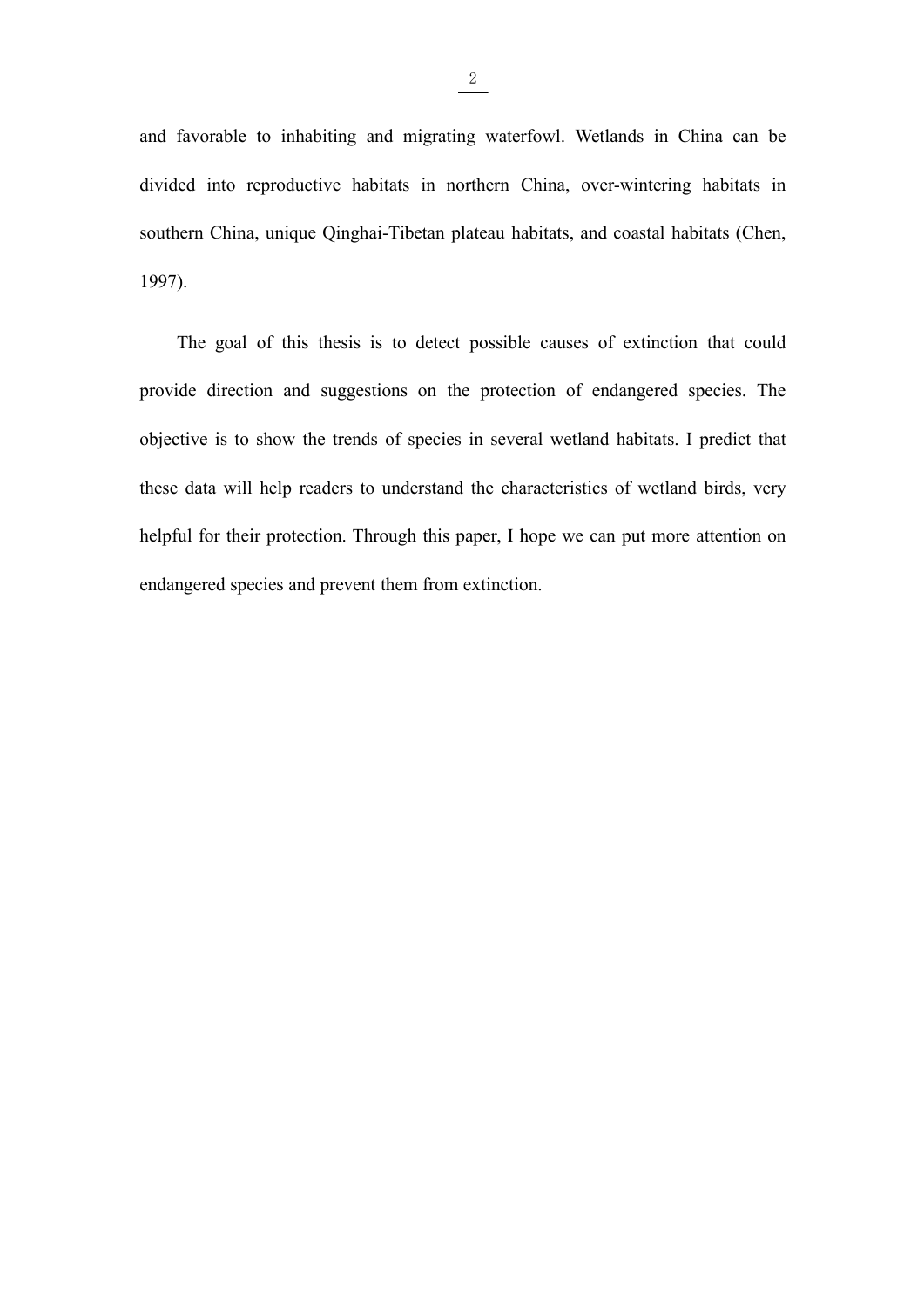and favorable to inhabiting and migrating waterfowl. Wetlands in China can be divided into reproductive habitats in northern China, over-wintering habitats in southern China, unique Qinghai-Tibetan plateau habitats, and coastal habitats (Chen, 1997).

The goal of this thesis is to detect possible causes of extinction that could provide direction and suggestions on the protection of endangered species. The objective is to show the trends of species in several wetland habitats. I predict that these data will help readers to understand the characteristics of wetland birds, very helpful for their protection. Through this paper, I hope we can put more attention on endangered species and prevent them from extinction.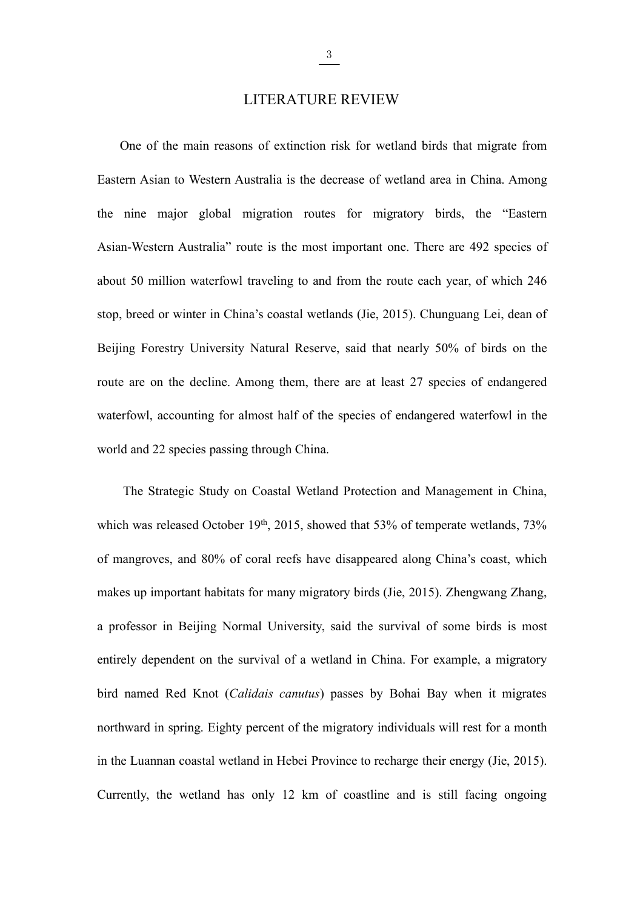# LITERATURE REVIEW

One of the main reasons of extinction risk for wetland birds that migrate from Eastern Asian to Western Australia is the decrease of wetland area in China. Among the nine major global migration routes for migratory birds, the “Eastern Asian-Western Australia” route is the most important one. There are 492 species of about 50 million waterfowl traveling to and from the route each year, of which 246 stop, breed or winter in China’s coastal wetlands (Jie, 2015). Chunguang Lei, dean of Beijing Forestry University Natural Reserve, said that nearly 50% of birds on the route are on the decline. Among them, there are at least 27 species of endangered waterfowl, accounting for almost half of the species of endangered waterfowl in the world and 22 species passing through China.

The Strategic Study on Coastal Wetland Protection and Management in China, which was released October 19th, 2015, showed that 53% of temperate wetlands, 73% of mangroves, and 80% of coral reefs have disappeared along China’s coast, which makes up important habitats for many migratory birds (Jie, 2015). Zhengwang Zhang, a professor in Beijing Normal University, said the survival of some birds is most entirely dependent on the survival of a wetland in China. For example, a migratory bird named Red Knot (*Calidais canutus*) passes by Bohai Bay when it migrates northward in spring. Eighty percent of the migratory individuals will rest for a month in the Luannan coastal wetland in Hebei Province to recharge their energy (Jie, 2015). Currently, the wetland has only 12 km of coastline and is still facing ongoing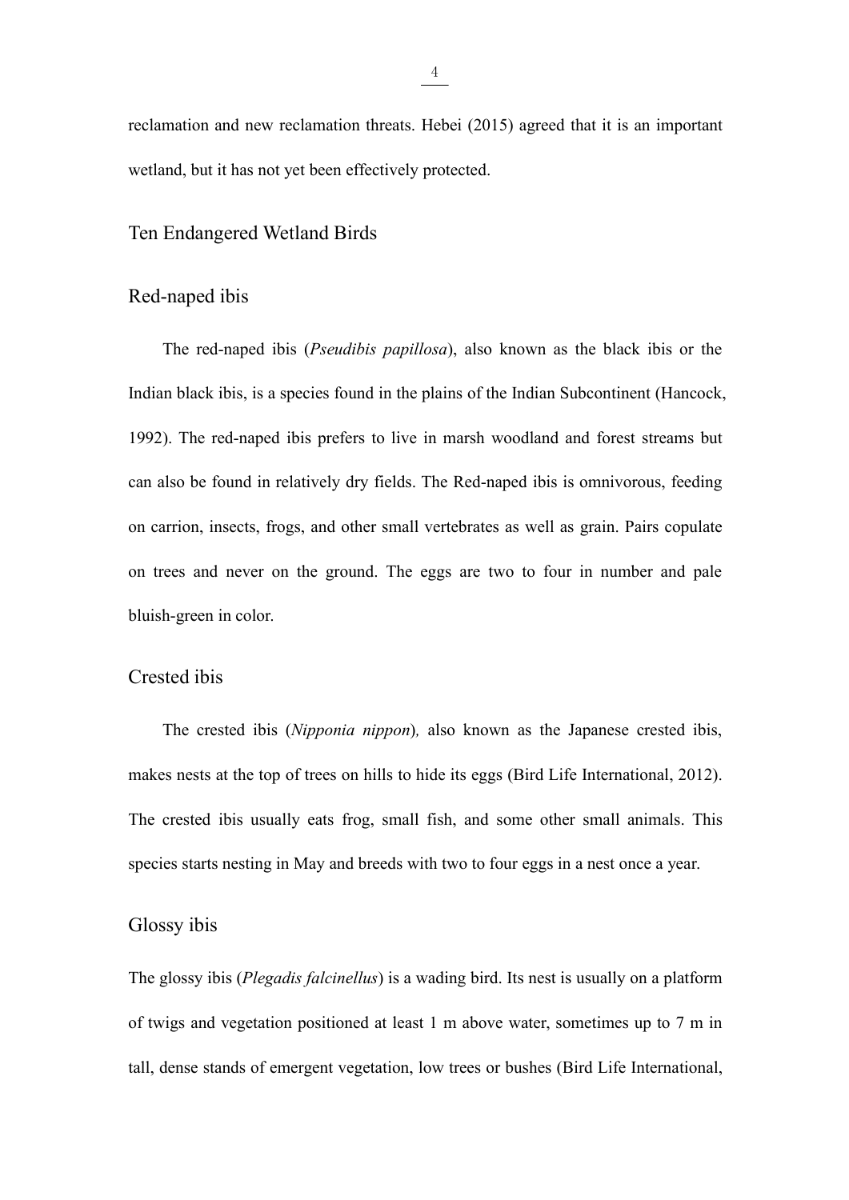reclamation and new reclamation threats. Hebei (2015) agreed that it is an important wetland, but it has not yet been effectively protected.

## Ten Endangered Wetland Birds

### Red-naped ibis

The red-naped ibis (*Pseudibis papillosa*), also known as the black ibis or the Indian black ibis, is a species found in the plains of the Indian Subcontinent (Hancock, 1992). The red-naped ibis prefers to live in marsh woodland and forest streams but can also be found in relatively dry fields. The Red-naped ibis is omnivorous, feeding on carrion, insects, frogs, and other small vertebrates as well as grain. Pairs copulate on trees and never on the ground. The eggs are two to four in number and pale bluish-green in color.

### Crested ibis

The crested ibis (*Nipponia nippon*), also known as the Japanese crested ibis, makes nests at the top of trees on hills to hide its eggs (Bird Life International, 2012). The crested ibis usually eats frog, small fish, and some other small animals. This species starts nesting in May and breeds with two to four eggs in a nest once a year.

### Glossy ibis

The glossy ibis (*Plegadis falcinellus*) is a wading bird. Its nest is usually on a platform of twigs and vegetation positioned at least 1 m above water, sometimes up to 7 m in tall, dense stands of emergent vegetation, low trees or bushes (Bird Life International,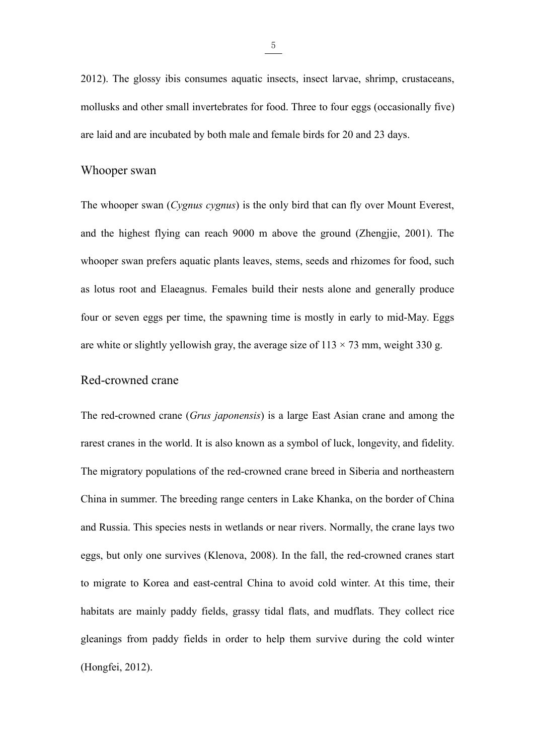2012). The glossy ibis consumes aquatic insects, insect larvae, shrimp, crustaceans, mollusks and other small invertebrates for food. Three to four eggs (occasionally five) are laid and are incubated by both male and female birds for 20 and 23 days.

## Whooper swan

The whooper swan (*Cygnus cygnus*) is the only bird that can fly over Mount Everest, and the highest flying can reach 9000 m above the ground (Zhengjie, 2001). The whooper swan prefers aquatic plants leaves, stems, seeds and rhizomes for food, such as lotus root and Elaeagnus. Females build their nests alone and generally produce four or seven eggs per time, the spawning time is mostly in early to mid-May. Eggs are white or slightly yellowish gray, the average size of $113 \times 73$ mm, weight 330 g.

## Red-crowned crane

The red-crowned crane (*Grus japonensis*) is a large East Asian crane and among the rarest cranes in the world. It is also known as a symbol of luck, longevity, and fidelity. The migratory populations of the red-crowned crane breed in Siberia and northeastern China in summer. The breeding range centers in Lake Khanka, on the border of China and Russia. This species nests in wetlands or near rivers. Normally, the crane lays two eggs, but only one survives (Klenova, 2008). In the fall, the red-crowned cranes start to migrate to Korea and east-central China to avoid cold winter. At this time, their habitats are mainly paddy fields, grassy tidal flats, and mudflats. They collect rice gleanings from paddy fields in order to help them survive during the cold winter (Hongfei, 2012).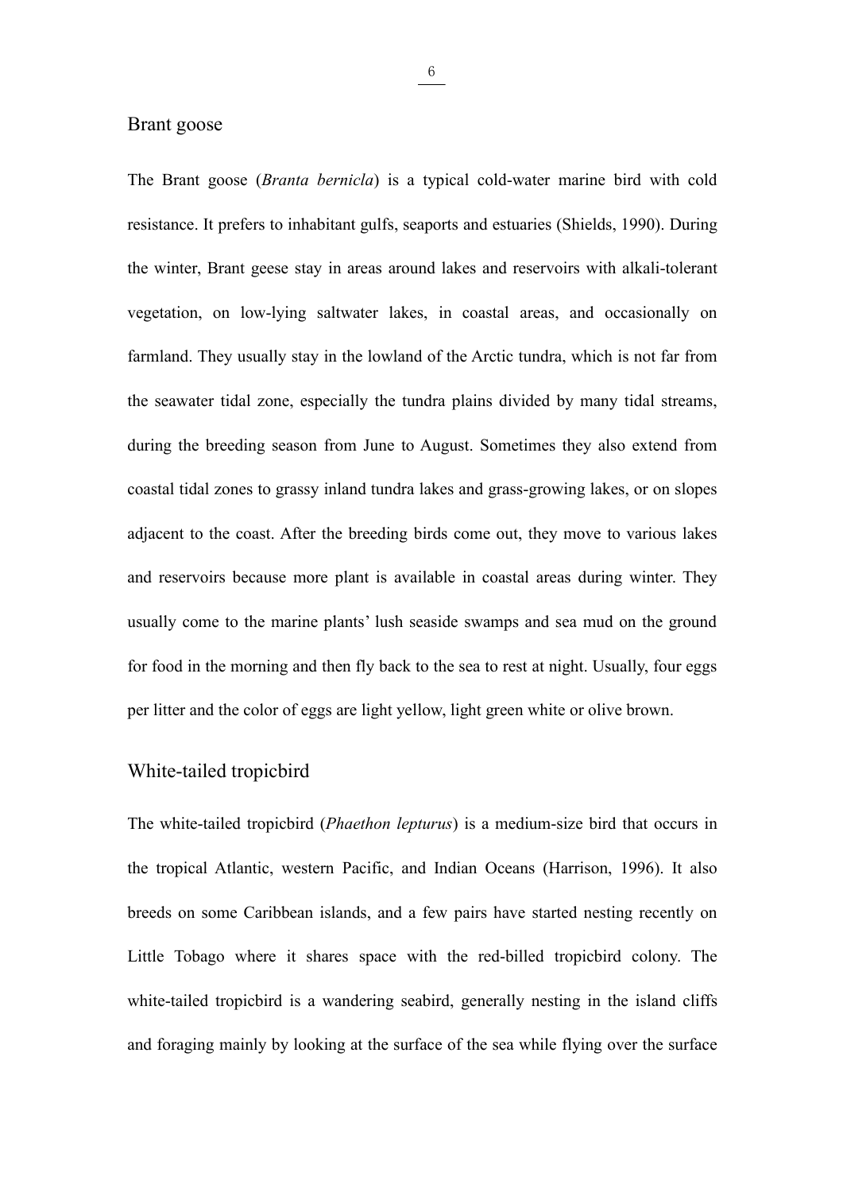## Brant goose

The Brant goose (*Branta bernicla*) is a typical cold-water marine bird with cold resistance. It prefers to inhabitant gulfs, seaports and estuaries (Shields, 1990). During the winter, Brant geese stay in areas around lakes and reservoirs with alkali-tolerant vegetation, on low-lying saltwater lakes, in coastal areas, and occasionally on farmland. They usually stay in the lowland of the Arctic tundra, which is not far from the seawater tidal zone, especially the tundra plains divided by many tidal streams, during the breeding season from June to August. Sometimes they also extend from coastal tidal zones to grassy inland tundra lakes and grass-growing lakes, or on slopes adjacent to the coast. After the breeding birds come out, they move to various lakes and reservoirs because more plant is available in coastal areas during winter. They usually come to the marine plants' lush seaside swamps and sea mud on the ground for food in the morning and then fly back to the sea to rest at night. Usually, four eggs per litter and the color of eggs are light yellow, light green white or olive brown.

## White-tailed tropicbird

The white-tailed tropicbird (*Phaethon lepturus*) is a medium-size bird that occurs in the tropical Atlantic, western Pacific, and Indian Oceans (Harrison, 1996). It also breeds on some Caribbean islands, and a few pairs have started nesting recently on Little Tobago where it shares space with the red-billed tropicbird colony. The white-tailed tropicbird is a wandering seabird, generally nesting in the island cliffs and foraging mainly by looking at the surface of the sea while flying over the surface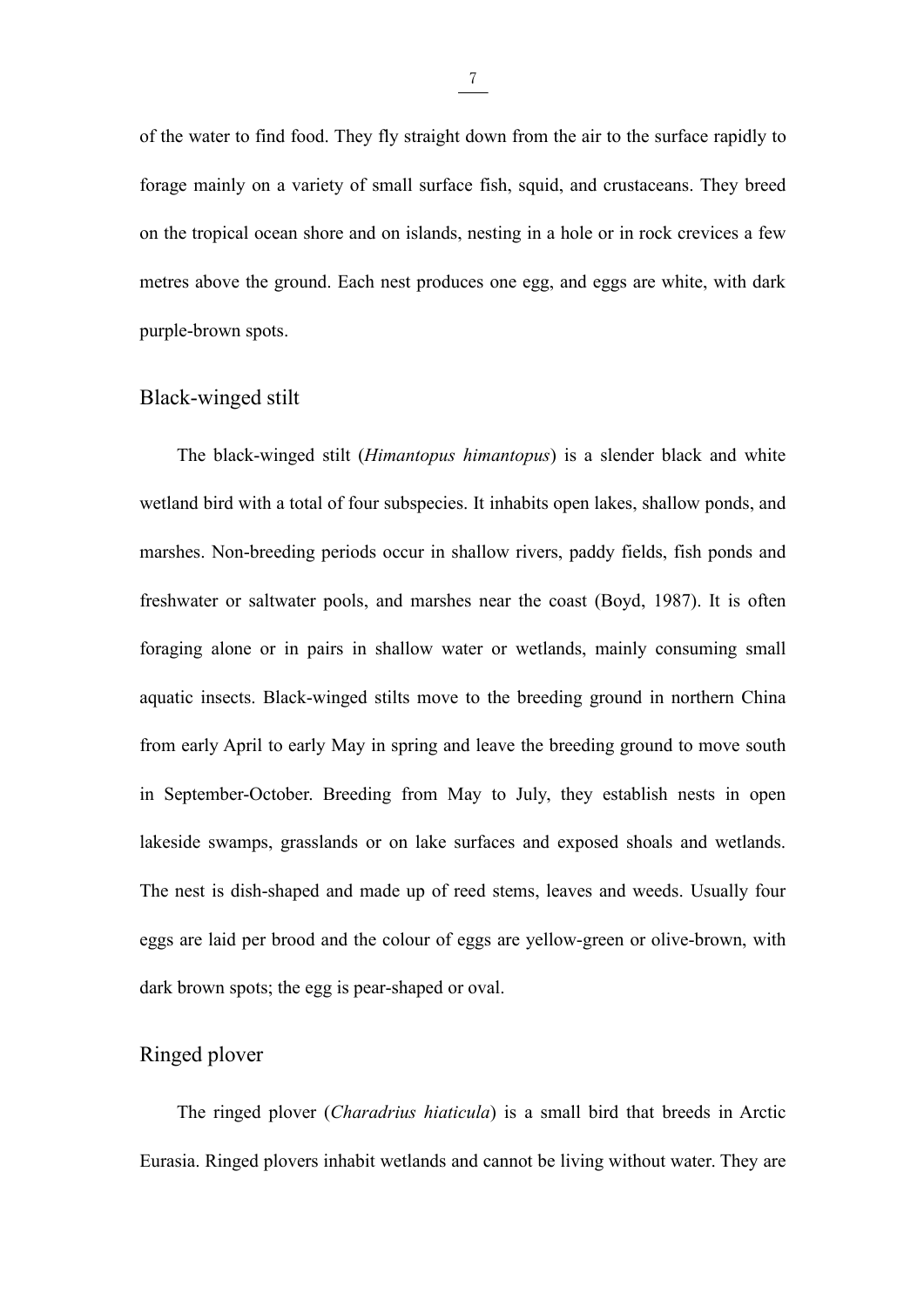of the water to find food. They fly straight down from the air to the surface rapidly to forage mainly on a variety of small surface fish, squid, and crustaceans. They breed on the tropical ocean shore and on islands, nesting in a hole or in rock crevices a few metres above the ground. Each nest produces one egg, and eggs are white, with dark purple-brown spots.

## Black-winged stilt

The black-winged stilt (*Himantopus himantopus*) is a slender black and white wetland bird with a total of four subspecies. It inhabits open lakes, shallow ponds, and marshes. Non-breeding periods occur in shallow rivers, paddy fields, fish ponds and freshwater or saltwater pools, and marshes near the coast (Boyd, 1987). It is often foraging alone or in pairs in shallow water or wetlands, mainly consuming small aquatic insects. Black-winged stilts move to the breeding ground in northern China from early April to early May in spring and leave the breeding ground to move south in September-October. Breeding from May to July, they establish nests in open lakeside swamps, grasslands or on lake surfaces and exposed shoals and wetlands. The nest is dish-shaped and made up of reed stems, leaves and weeds. Usually four eggs are laid per brood and the colour of eggs are yellow-green or olive-brown, with dark brown spots; the egg is pear-shaped or oval.

## Ringed plover

The ringed plover (*Charadrius hiaticula*) is a small bird that breeds in Arctic Eurasia. Ringed plovers inhabit wetlands and cannot be living without water. They are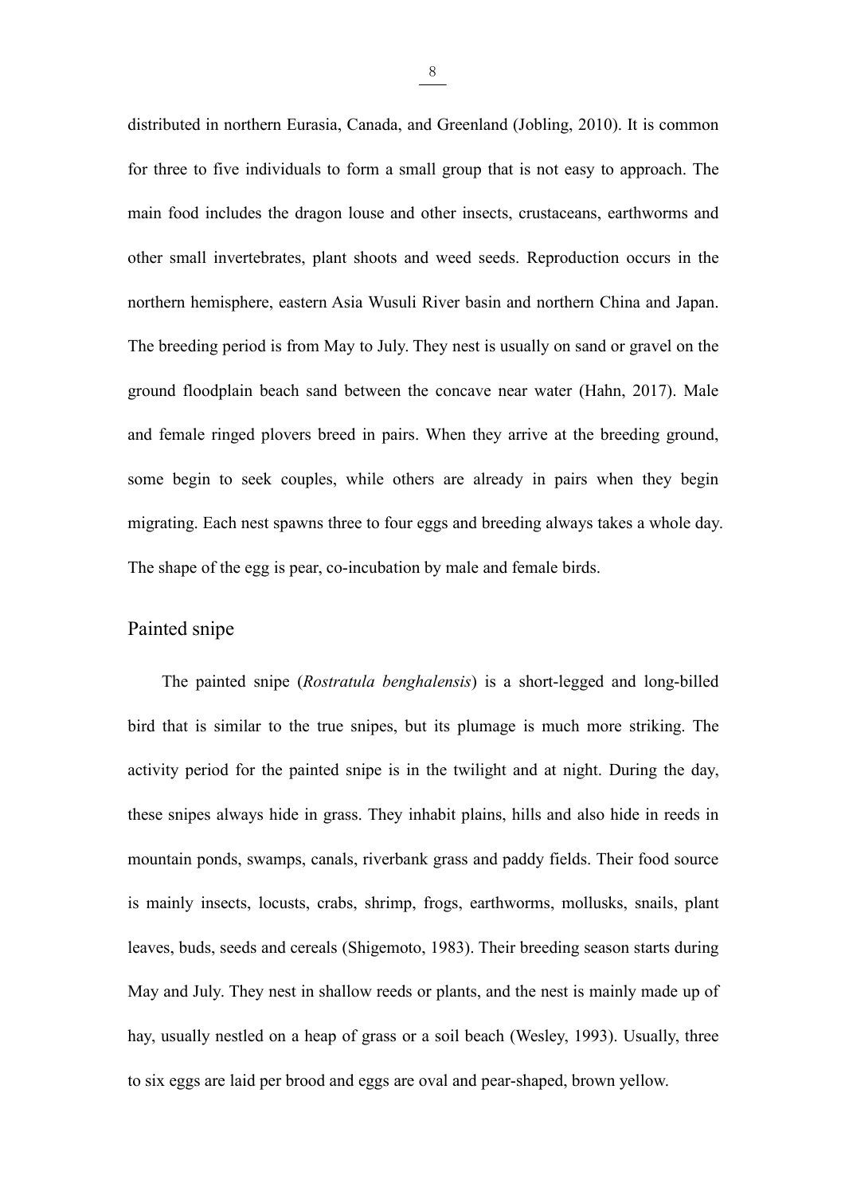distributed in northern Eurasia, Canada, and Greenland (Jobling, 2010). It is common for three to five individuals to form a small group that is not easy to approach. The main food includes the dragon louse and other insects, crustaceans, earthworms and other small invertebrates, plant shoots and weed seeds. Reproduction occurs in the northern hemisphere, eastern Asia Wusuli River basin and northern China and Japan. The breeding period is from May to July. They nest is usually on sand or gravel on the ground floodplain beach sand between the concave near water (Hahn, 2017). Male and female ringed plovers breed in pairs. When they arrive at the breeding ground, some begin to seek couples, while others are already in pairs when they begin migrating. Each nest spawns three to four eggs and breeding always takes a whole day. The shape of the egg is pear, co-incubation by male and female birds.

## Painted snipe

The painted snipe (*Rostratula benghalensis*) is a short-legged and long-billed bird that is similar to the true snipes, but its plumage is much more striking. The activity period for the painted snipe is in the twilight and at night. During the day, these snipes always hide in grass. They inhabit plains, hills and also hide in reeds in mountain ponds, swamps, canals, riverbank grass and paddy fields. Their food source is mainly insects, locusts, crabs, shrimp, frogs, earthworms, mollusks, snails, plant leaves, buds, seeds and cereals (Shigemoto, 1983). Their breeding season starts during May and July. They nest in shallow reeds or plants, and the nest is mainly made up of hay, usually nestled on a heap of grass or a soil beach (Wesley, 1993). Usually, three to six eggs are laid per brood and eggs are oval and pear-shaped, brown yellow.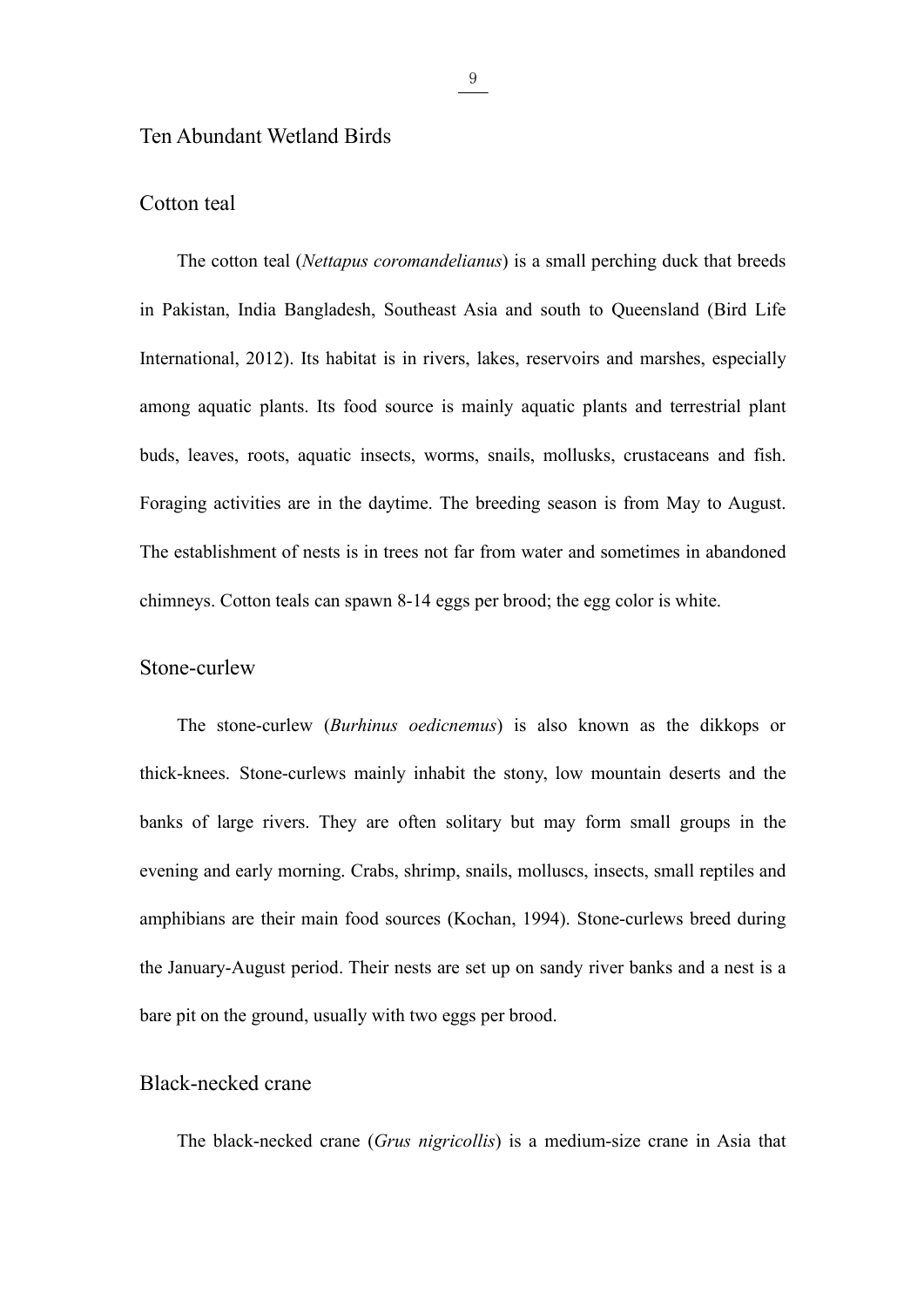## Ten Abundant Wetland Birds

### Cotton teal

The cotton teal (*Nettapus coromandelianus*) is a small perching duck that breeds in Pakistan, India Bangladesh, Southeast Asia and south to Queensland (Bird Life International, 2012). Its habitat is in rivers, lakes, reservoirs and marshes, especially among aquatic plants. Its food source is mainly aquatic plants and terrestrial plant buds, leaves, roots, aquatic insects, worms, snails, mollusks, crustaceans and fish. Foraging activities are in the daytime. The breeding season is from May to August. The establishment of nests is in trees not far from water and sometimes in abandoned chimneys. Cotton teals can spawn 8-14 eggs per brood; the egg color is white.

### Stone-curlew

The stone-curlew (*Burhinus oedicnemus*) is also known as the dikkops or thick-knees. Stone-curlews mainly inhabit the stony, low mountain deserts and the banks of large rivers. They are often solitary but may form small groups in the evening and early morning. Crabs, shrimp, snails, molluscs, insects, small reptiles and amphibians are their main food sources (Kochan, 1994). Stone-curlews breed during the January-August period. Their nests are set up on sandy river banks and a nest is a bare pit on the ground, usually with two eggs per brood.

### Black-necked crane

The black-necked crane (*Grus nigricollis*) is a medium-size crane in Asia that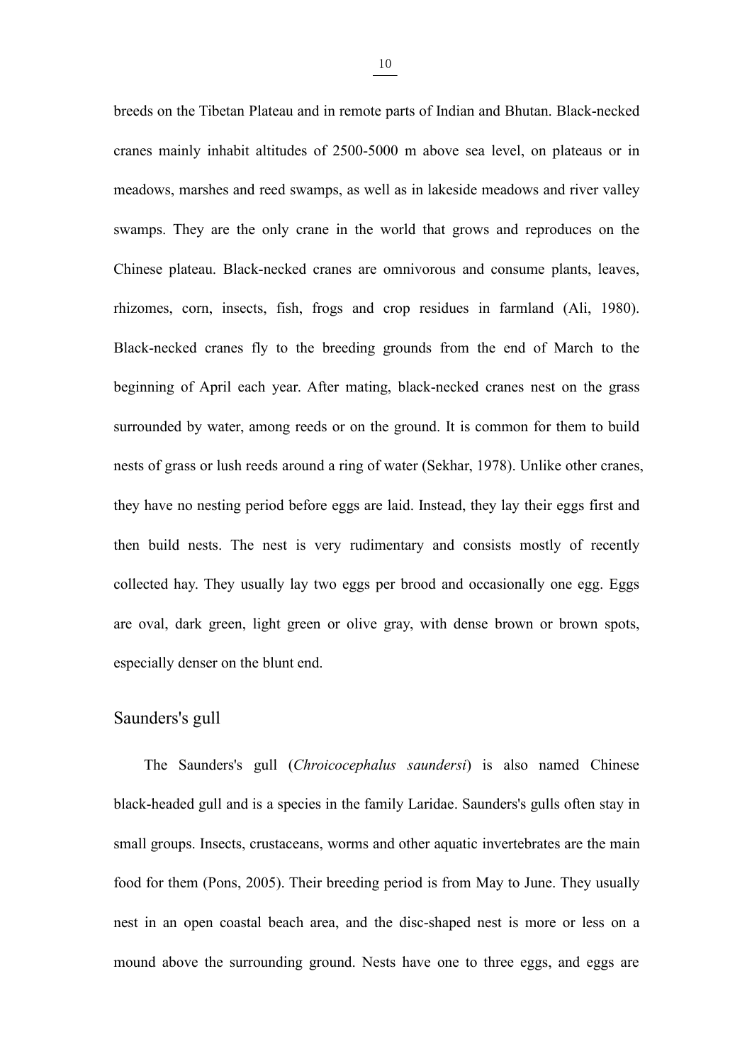breeds on the Tibetan Plateau and in remote parts of Indian and Bhutan. Black-necked cranes mainly inhabit altitudes of 2500-5000 m above sea level, on plateaus or in meadows, marshes and reed swamps, as well as in lakeside meadows and river valley swamps. They are the only crane in the world that grows and reproduces on the Chinese plateau. Black-necked cranes are omnivorous and consume plants, leaves, rhizomes, corn, insects, fish, frogs and crop residues in farmland (Ali, 1980). Black-necked cranes fly to the breeding grounds from the end of March to the beginning of April each year. After mating, black-necked cranes nest on the grass surrounded by water, among reeds or on the ground. It is common for them to build nests of grass or lush reeds around a ring of water (Sekhar, 1978). Unlike other cranes, they have no nesting period before eggs are laid. Instead, they lay their eggs first and then build nests. The nest is very rudimentary and consists mostly of recently collected hay. They usually lay two eggs per brood and occasionally one egg. Eggs are oval, dark green, light green or olive gray, with dense brown or brown spots, especially denser on the blunt end.

## Saunders's gull

The Saunders's gull (*Chroicocephalus saundersi*) is also named Chinese black-headed gull and is a species in the family Laridae. Saunders's gulls often stay in small groups. Insects, crustaceans, worms and other aquatic invertebrates are the main food for them (Pons, 2005). Their breeding period is from May to June. They usually nest in an open coastal beach area, and the disc-shaped nest is more or less on a mound above the surrounding ground. Nests have one to three eggs, and eggs are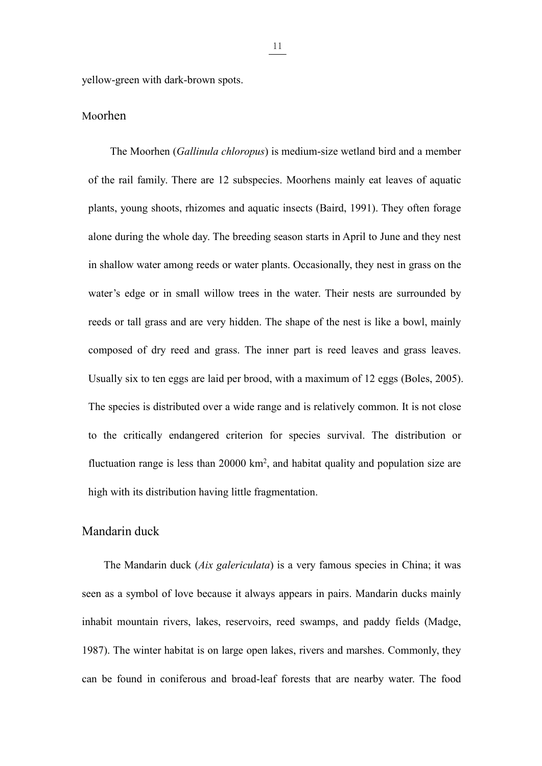yellow-green with dark-brown spots.

## Moorhen

The Moorhen (*Gallinula chloropus*) is medium-size wetland bird and a member of the rail family. There are 12 subspecies. Moorhens mainly eat leaves of aquatic plants, young shoots, rhizomes and aquatic insects (Baird, 1991). They often forage alone during the whole day. The breeding season starts in April to June and they nest in shallow water among reeds or water plants. Occasionally, they nest in grass on the water's edge or in small willow trees in the water. Their nests are surrounded by reeds or tall grass and are very hidden. The shape of the nest is like a bowl, mainly composed of dry reed and grass. The inner part is reed leaves and grass leaves. Usually six to ten eggs are laid per brood, with a maximum of 12 eggs (Boles, 2005). The species is distributed over a wide range and is relatively common. It is not close to the critically endangered criterion for species survival. The distribution or fluctuation range is less than 20000 $km^2$, and habitat quality and population size are high with its distribution having little fragmentation.

## Mandarin duck

The Mandarin duck (*Aix galericulata*) is a very famous species in China; it was seen as a symbol of love because it always appears in pairs. Mandarin ducks mainly inhabit mountain rivers, lakes, reservoirs, reed swamps, and paddy fields (Madge, 1987). The winter habitat is on large open lakes, rivers and marshes. Commonly, they can be found in coniferous and broad-leaf forests that are nearby water. The food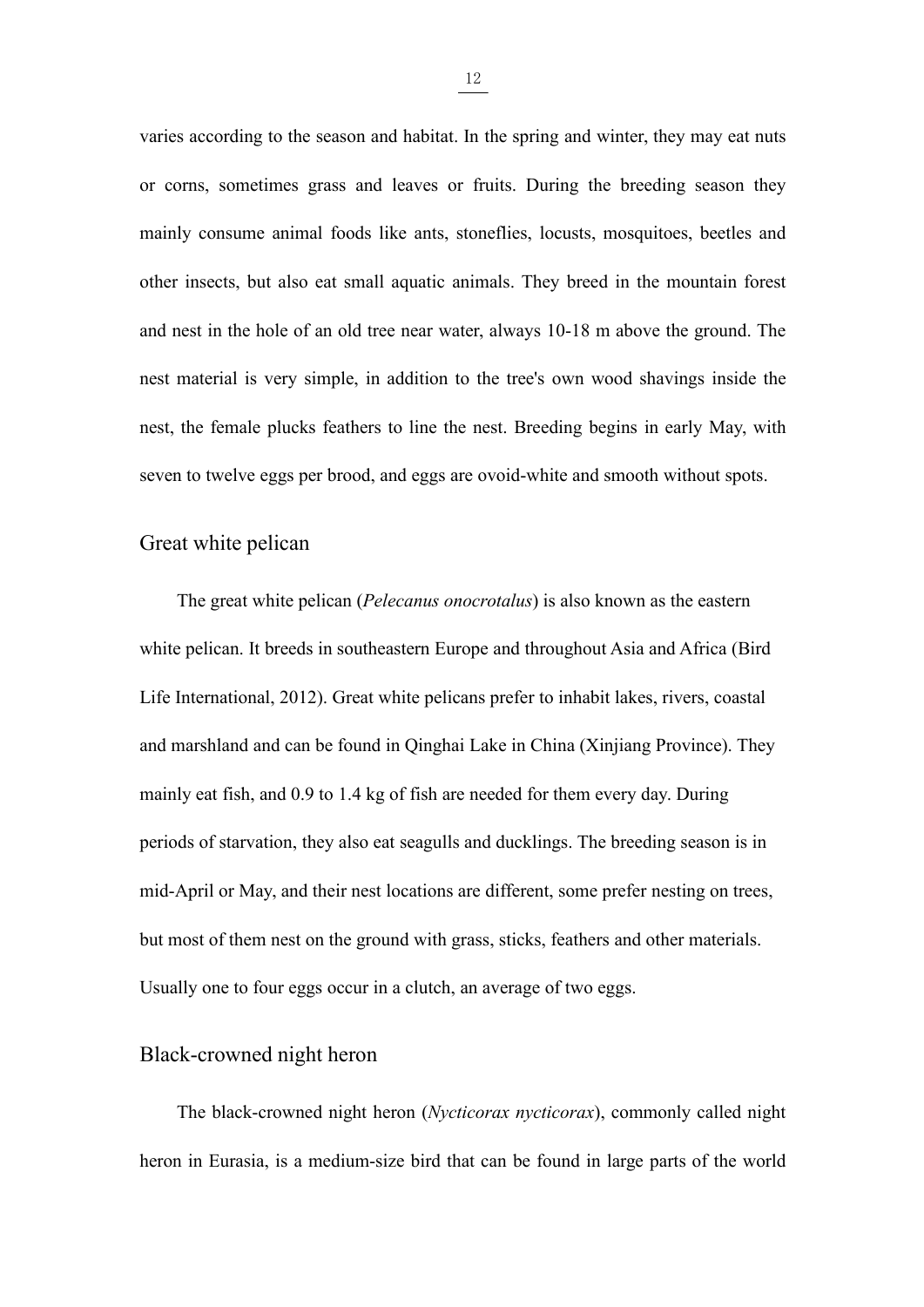varies according to the season and habitat. In the spring and winter, they may eat nuts or corns, sometimes grass and leaves or fruits. During the breeding season they mainly consume animal foods like ants, stoneflies, locusts, mosquitoes, beetles and other insects, but also eat small aquatic animals. They breed in the mountain forest and nest in the hole of an old tree near water, always 10-18 m above the ground. The nest material is very simple, in addition to the tree's own wood shavings inside the nest, the female plucks feathers to line the nest. Breeding begins in early May, with seven to twelve eggs per brood, and eggs are ovoid-white and smooth without spots.

## Great white pelican

The great white pelican (*Pelecanus onocrotalus*) is also known as the eastern white pelican. It breeds in southeastern Europe and throughout Asia and Africa (Bird Life International, 2012). Great white pelicans prefer to inhabit lakes, rivers, coastal and marshland and can be found in Qinghai Lake in China (Xinjiang Province). They mainly eat fish, and 0.9 to 1.4 kg of fish are needed for them every day. During periods of starvation, they also eat seagulls and ducklings. The breeding season is in mid-April or May, and their nest locations are different, some prefer nesting on trees, but most of them nest on the ground with grass, sticks, feathers and other materials. Usually one to four eggs occur in a clutch, an average of two eggs.

## Black-crowned night heron

The black-crowned night heron (*Nycticorax nycticorax*), commonly called night heron in Eurasia, is a medium-size bird that can be found in large parts of the world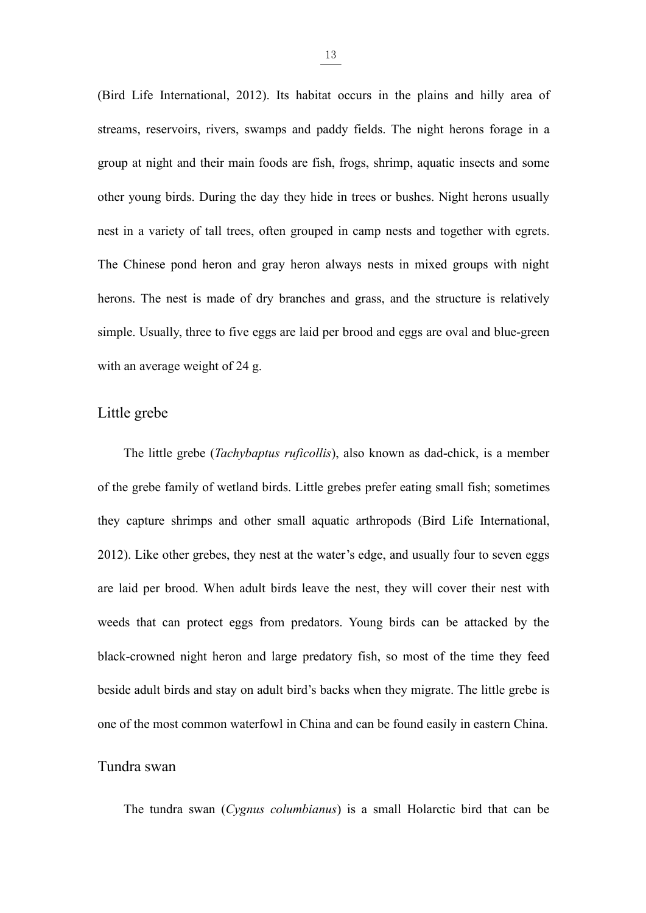(Bird Life International, 2012). Its habitat occurs in the plains and hilly area of streams, reservoirs, rivers, swamps and paddy fields. The night herons forage in a group at night and their main foods are fish, frogs, shrimp, aquatic insects and some other young birds. During the day they hide in trees or bushes. Night herons usually nest in a variety of tall trees, often grouped in camp nests and together with egrets. The Chinese pond heron and gray heron always nests in mixed groups with night herons. The nest is made of dry branches and grass, and the structure is relatively simple. Usually, three to five eggs are laid per brood and eggs are oval and blue-green with an average weight of 24 g.

## Little grebe

The little grebe (*Tachybaptus ruficollis*), also known as dad-chick, is a member of the grebe family of wetland birds. Little grebes prefer eating small fish; sometimes they capture shrimps and other small aquatic arthropods (Bird Life International, 2012). Like other grebes, they nest at the water's edge, and usually four to seven eggs are laid per brood. When adult birds leave the nest, they will cover their nest with weeds that can protect eggs from predators. Young birds can be attacked by the black-crowned night heron and large predatory fish, so most of the time they feed beside adult birds and stay on adult bird's backs when they migrate. The little grebe is one of the most common waterfowl in China and can be found easily in eastern China.

## Tundra swan

The tundra swan (*Cygnus columbianus*) is a small Holarctic bird that can be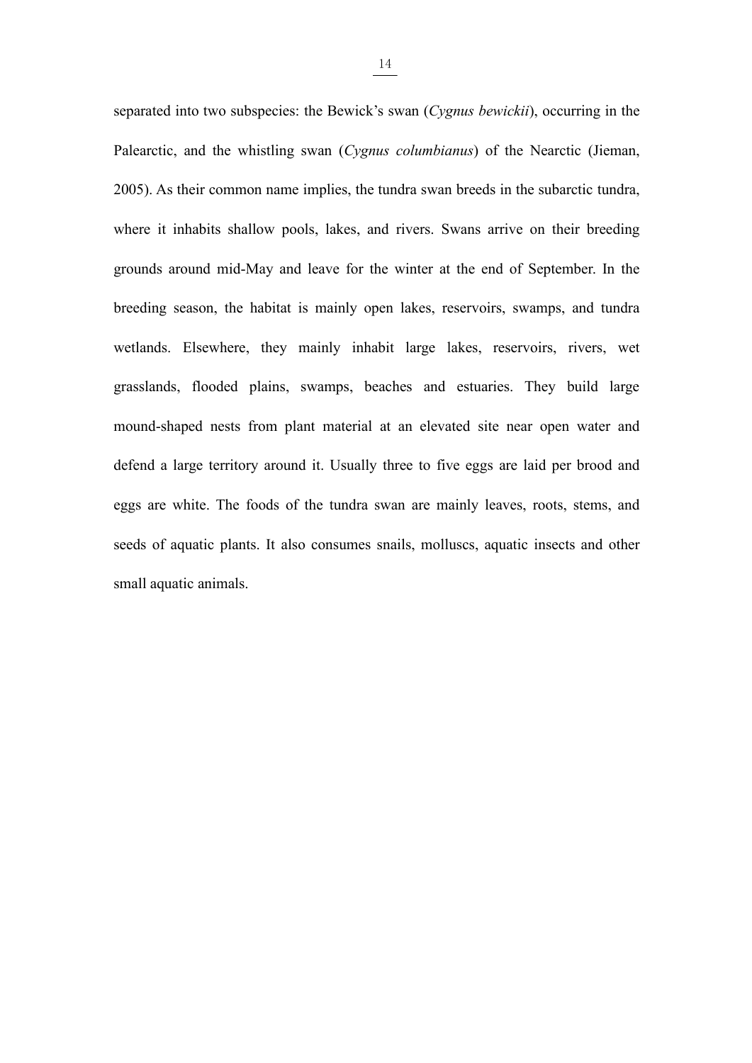separated into two subspecies: the Bewick's swan (*Cygnus bewickii*), occurring in the Palearctic, and the whistling swan (*Cygnus columbianus*) of the Nearctic (Jieman, 2005). As their common name implies, the tundra swan breeds in the subarctic tundra, where it inhabits shallow pools, lakes, and rivers. Swans arrive on their breeding grounds around mid-May and leave for the winter at the end of September. In the breeding season, the habitat is mainly open lakes, reservoirs, swamps, and tundra wetlands. Elsewhere, they mainly inhabit large lakes, reservoirs, rivers, wet grasslands, flooded plains, swamps, beaches and estuaries. They build large mound-shaped nests from plant material at an elevated site near open water and defend a large territory around it. Usually three to five eggs are laid per brood and eggs are white. The foods of the tundra swan are mainly leaves, roots, stems, and seeds of aquatic plants. It also consumes snails, molluscs, aquatic insects and other small aquatic animals.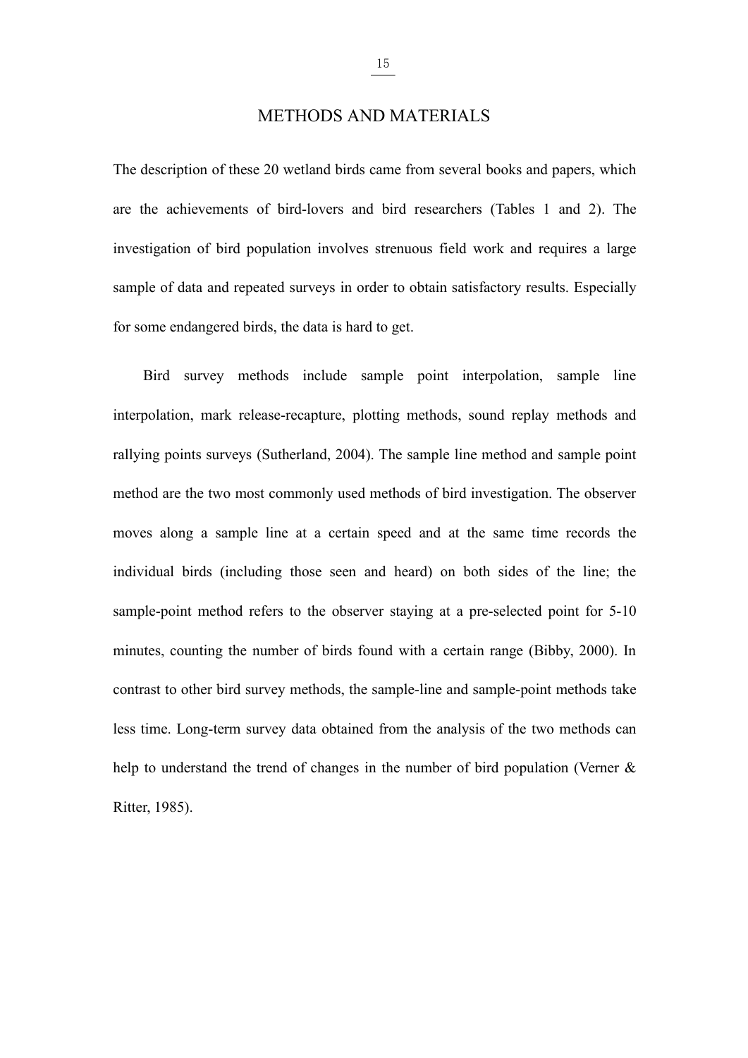# METHODS AND MATERIALS

The description of these 20 wetland birds came from several books and papers, which are the achievements of bird-lovers and bird researchers (Tables 1 and 2). The investigation of bird population involves strenuous field work and requires a large sample of data and repeated surveys in order to obtain satisfactory results. Especially for some endangered birds, the data is hard to get.

Bird survey methods include sample point interpolation, sample line interpolation, mark release-recapture, plotting methods, sound replay methods and rallying points surveys (Sutherland, 2004). The sample line method and sample point method are the two most commonly used methods of bird investigation. The observer moves along a sample line at a certain speed and at the same time records the individual birds (including those seen and heard) on both sides of the line; the sample-point method refers to the observer staying at a pre-selected point for 5-10 minutes, counting the number of birds found with a certain range (Bibby, 2000). In contrast to other bird survey methods, the sample-line and sample-point methods take less time. Long-term survey data obtained from the analysis of the two methods can help to understand the trend of changes in the number of bird population (Verner & Ritter, 1985).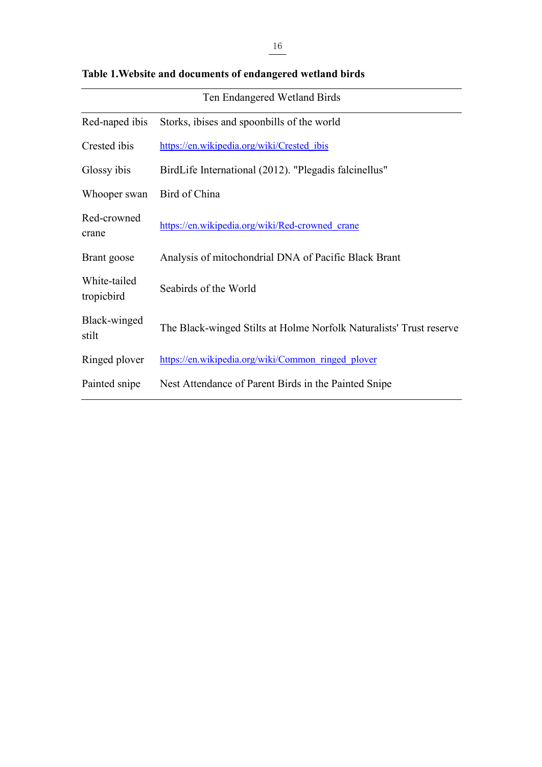**Table 1.Website and documents of endangered wetland birds**

| Ten Endangered Wetland Birds | |
|---|---|
| Red-naped ibis | Storks, ibises and spoonbills of the world |
| Crested ibis | https://en.wikipedia.org/wiki/Crested_ibis |
| Glossy ibis | BirdLife International (2012). "Plegadis falcinellus" |
| Whooper swan | Bird of China |
| Red-crowned crane | https://en.wikipedia.org/wiki/Red-crowned_crane |
| Brant goose | Analysis of mitochondrial DNA of Pacific Black Brant |
| White-tailed tropicbird | Seabirds of the World |
| Black-winged stilt | The Black-winged Stilts at Holme Norfolk Naturalists' Trust reserve |
| Ringed plover | https://en.wikipedia.org/wiki/Common_ringed_plover |
| Painted snipe | Nest Attendance of Parent Birds in the Painted Snipe |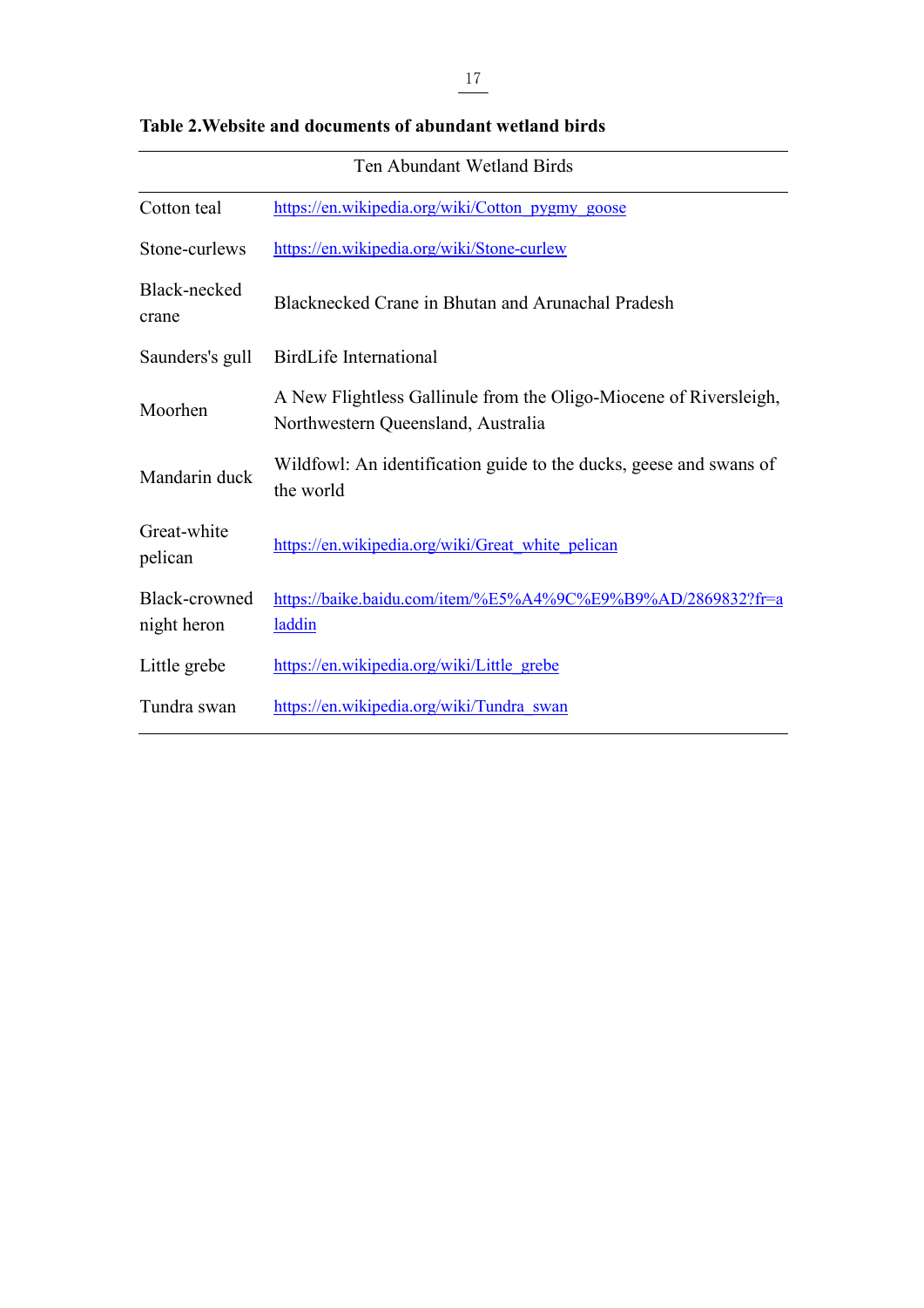**Table 2.Website and documents of abundant wetland birds**

| Ten Abundant Wetland Birds | |
|---|---|
| Cotton teal | https://en.wikipedia.org/wiki/Cotton_pygmy_goose |
| Stone-curlews | https://en.wikipedia.org/wiki/Stone-curlew |
| Black-necked crane | Blacknecked Crane in Bhutan and Arunachal Pradesh |
| Saunders's gull | BirdLife International |
| Moorhen | A New Flightless Gallinule from the Oligo-Miocene of Riversleigh, Northwestern Queensland, Australia |
| Mandarin duck | Wildfowl: An identification guide to the ducks, geese and swans of the world |
| Great-white pelican | https://en.wikipedia.org/wiki/Great_white_pelican |
| Black-crowned night heron | https://baike.baidu.com/item/%E5%A4%9C%E9%B9%AD/2869832?fr=aladdin |
| Little grebe | https://en.wikipedia.org/wiki/Little_grebe |
| Tundra swan | https://en.wikipedia.org/wiki/Tundra_swan |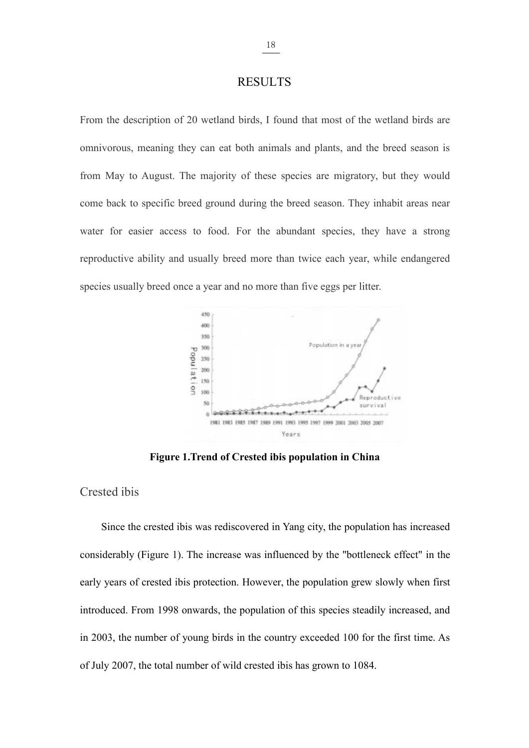# RESULTS

From the description of 20 wetland birds, I found that most of the wetland birds are omnivorous, meaning they can eat both animals and plants, and the breed season is from May to August. The majority of these species are migratory, but they would come back to specific breed ground during the breed season. They inhabit areas near water for easier access to food. For the abundant species, they have a strong reproductive ability and usually breed more than twice each year, while endangered species usually breed once a year and no more than five eggs per litter.

**Figure 1.Trend of Crested ibis population in China**

## Crested ibis

Since the crested ibis was rediscovered in Yang city, the population has increased considerably (Figure 1). The increase was influenced by the "bottleneck effect" in the early years of crested ibis protection. However, the population grew slowly when first introduced. From 1998 onwards, the population of this species steadily increased, and in 2003, the number of young birds in the country exceeded 100 for the first time. As of July 2007, the total number of wild crested ibis has grown to 1084.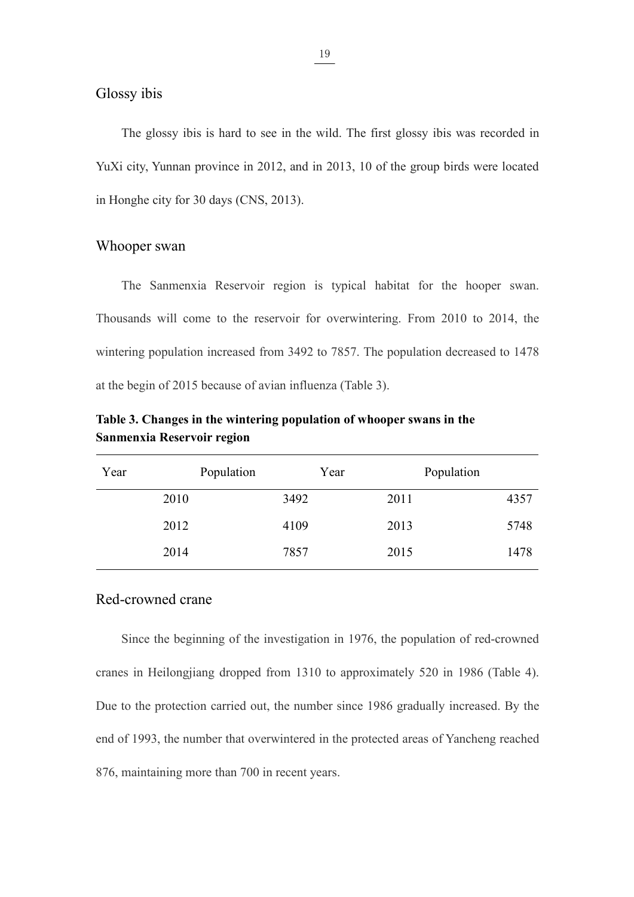## Glossy ibis

The glossy ibis is hard to see in the wild. The first glossy ibis was recorded in YuXi city, Yunnan province in 2012, and in 2013, 10 of the group birds were located in Honghe city for 30 days (CNS, 2013).

## Whooper swan

The Sanmenxia Reservoir region is typical habitat for the hooper swan. Thousands will come to the reservoir for overwintering. From 2010 to 2014, the wintering population increased from 3492 to 7857. The population decreased to 1478 at the begin of 2015 because of avian influenza (Table 3).

**Table 3. Changes in the wintering population of whooper swans in the Sanmenxia Reservoir region**

| Year | Population | Year | Population |
|---|---|---|---|
| 2010 | 3492 | 2011 | 4357 |
| 2012 | 4109 | 2013 | 5748 |
| 2014 | 7857 | 2015 | 1478 |

## Red-crowned crane

Since the beginning of the investigation in 1976, the population of red-crowned cranes in Heilongjiang dropped from 1310 to approximately 520 in 1986 (Table 4). Due to the protection carried out, the number since 1986 gradually increased. By the end of 1993, the number that overwintered in the protected areas of Yancheng reached 876, maintaining more than 700 in recent years.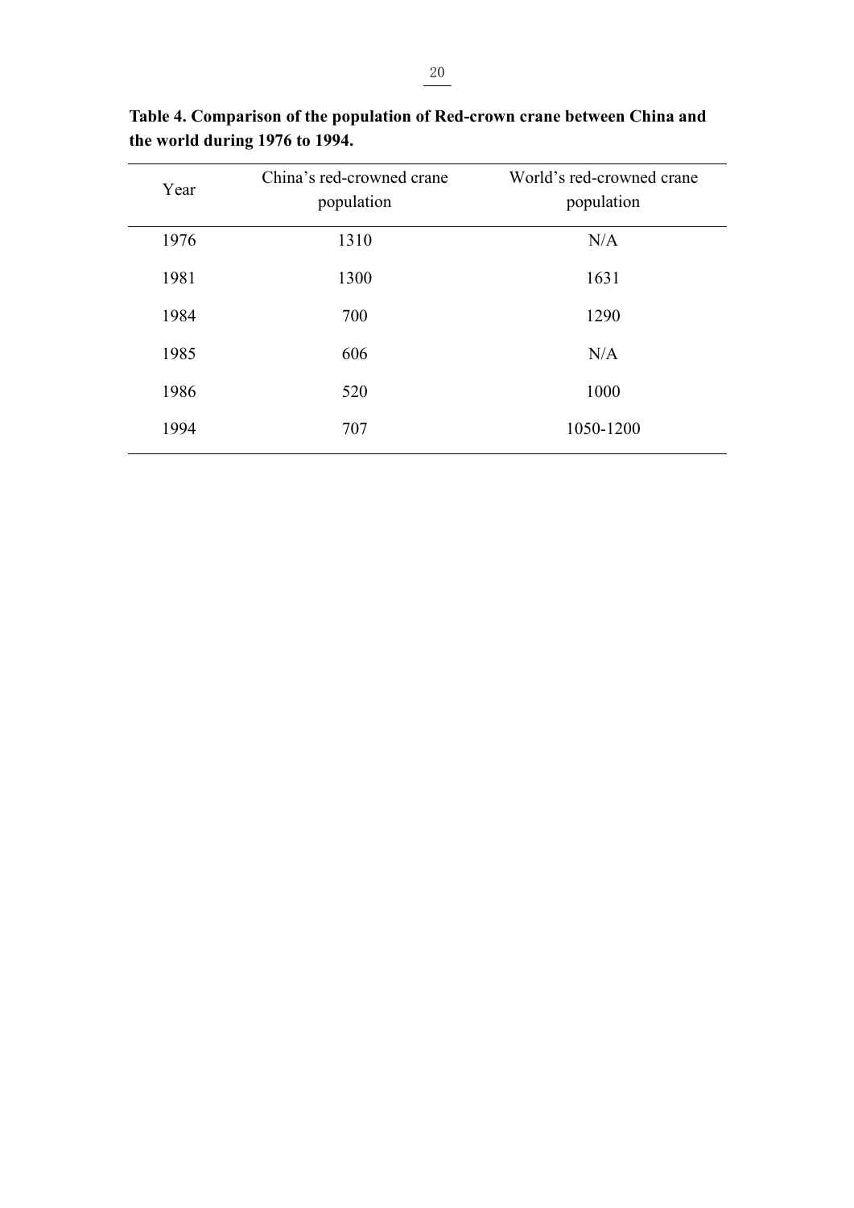**Table 4. Comparison of the population of Red-crown crane between China and the world during 1976 to 1994.**

| Year | China's red-crowned crane population | World's red-crowned crane population |
|---|---|---|
| 1976 | 1310 | N/A |
| 1981 | 1300 | 1631 |
| 1984 | 700 | 1290 |
| 1985 | 606 | N/A |
| 1986 | 520 | 1000 |
| 1994 | 707 | 1050-1200 |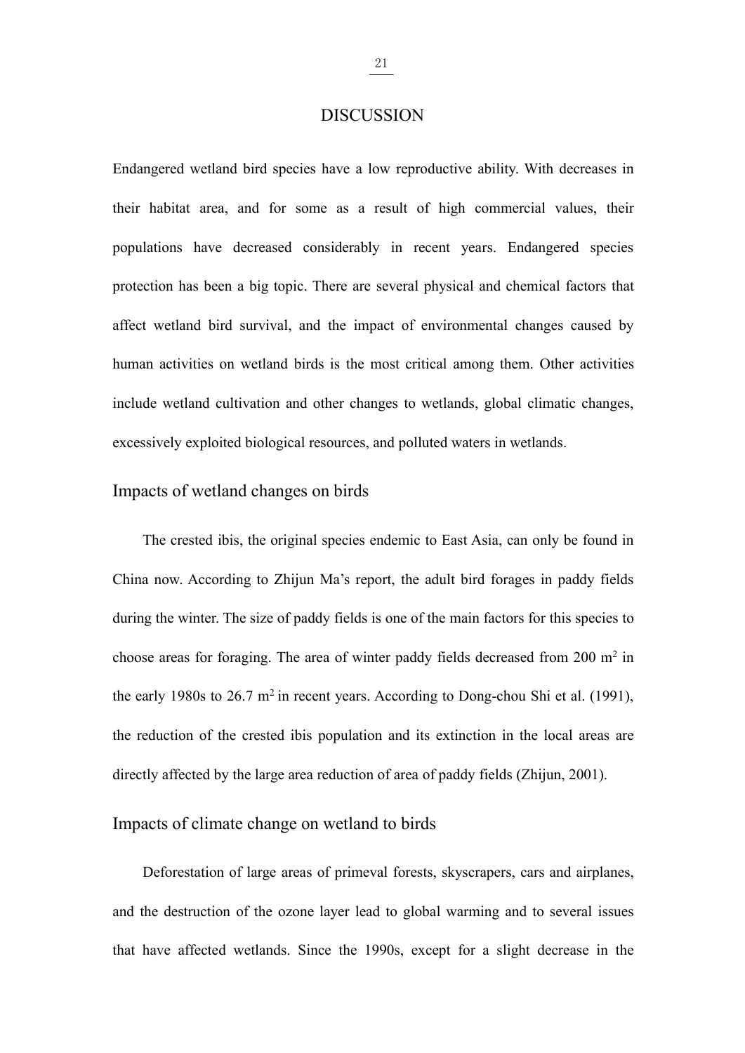# DISCUSSION

Endangered wetland bird species have a low reproductive ability. With decreases in their habitat area, and for some as a result of high commercial values, their populations have decreased considerably in recent years. Endangered species protection has been a big topic. There are several physical and chemical factors that affect wetland bird survival, and the impact of environmental changes caused by human activities on wetland birds is the most critical among them. Other activities include wetland cultivation and other changes to wetlands, global climatic changes, excessively exploited biological resources, and polluted waters in wetlands.

## Impacts of wetland changes on birds

The crested ibis, the original species endemic to East Asia, can only be found in China now. According to Zhijun Ma's report, the adult bird forages in paddy fields during the winter. The size of paddy fields is one of the main factors for this species to choose areas for foraging. The area of winter paddy fields decreased from 200 $m^2$ in the early 1980s to 26.7 $m^2$ in recent years. According to Dong-chou Shi et al. (1991), the reduction of the crested ibis population and its extinction in the local areas are directly affected by the large area reduction of area of paddy fields (Zhijun, 2001).

## Impacts of climate change on wetland to birds

Deforestation of large areas of primeval forests, skyscrapers, cars and airplanes, and the destruction of the ozone layer lead to global warming and to several issues that have affected wetlands. Since the 1990s, except for a slight decrease in the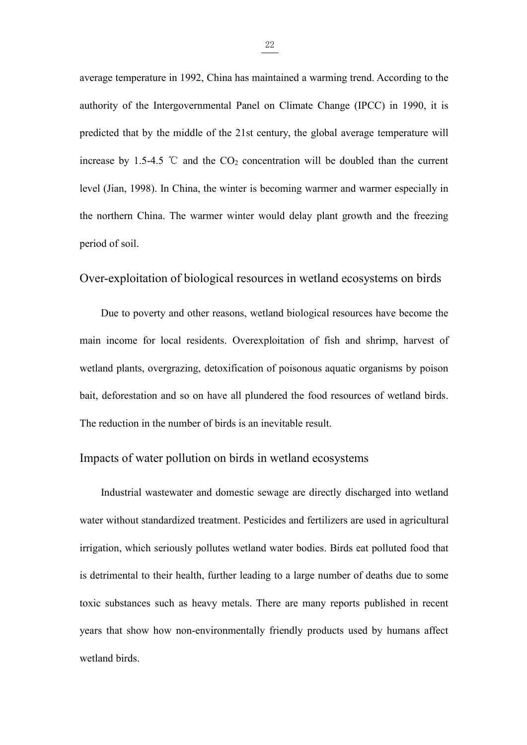average temperature in 1992, China has maintained a warming trend. According to the authority of the Intergovernmental Panel on Climate Change (IPCC) in 1990, it is predicted that by the middle of the 21st century, the global average temperature will increase by 1.5-4.5 ℃ and the $CO_2$ concentration will be doubled than the current level (Jian, 1998). In China, the winter is becoming warmer and warmer especially in the northern China. The warmer winter would delay plant growth and the freezing period of soil.

## Over-exploitation of biological resources in wetland ecosystems on birds

Due to poverty and other reasons, wetland biological resources have become the main income for local residents. Overexploitation of fish and shrimp, harvest of wetland plants, overgrazing, detoxification of poisonous aquatic organisms by poison bait, deforestation and so on have all plundered the food resources of wetland birds. The reduction in the number of birds is an inevitable result.

## Impacts of water pollution on birds in wetland ecosystems

Industrial wastewater and domestic sewage are directly discharged into wetland water without standardized treatment. Pesticides and fertilizers are used in agricultural irrigation, which seriously pollutes wetland water bodies. Birds eat polluted food that is detrimental to their health, further leading to a large number of deaths due to some toxic substances such as heavy metals. There are many reports published in recent years that show how non-environmentally friendly products used by humans affect wetland birds.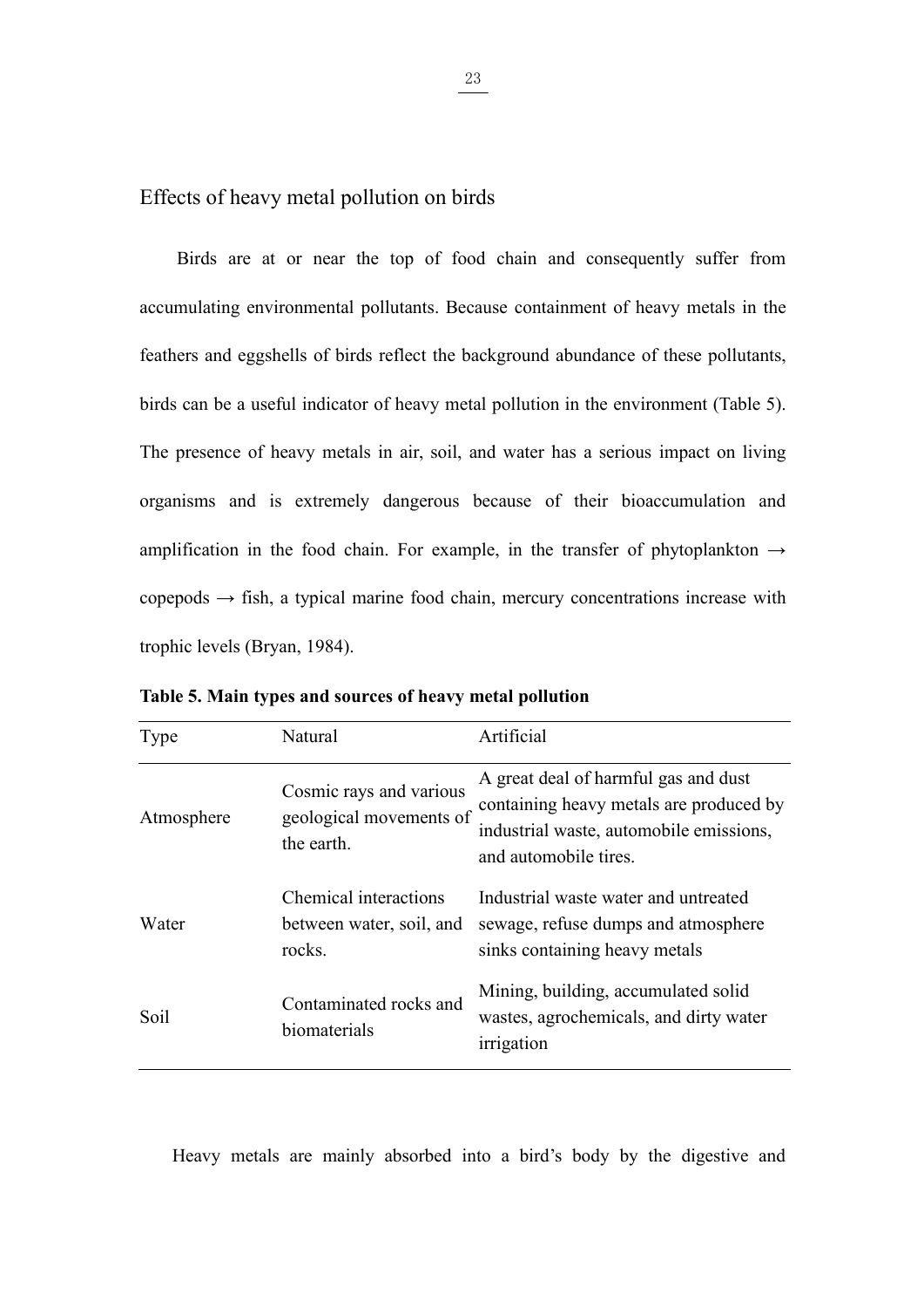## Effects of heavy metal pollution on birds

Birds are at or near the top of food chain and consequently suffer from accumulating environmental pollutants. Because containment of heavy metals in the feathers and eggshells of birds reflect the background abundance of these pollutants, birds can be a useful indicator of heavy metal pollution in the environment (Table 5). The presence of heavy metals in air, soil, and water has a serious impact on living organisms and is extremely dangerous because of their bioaccumulation and amplification in the food chain. For example, in the transfer of phytoplankton → copepods → fish, a typical marine food chain, mercury concentrations increase with trophic levels (Bryan, 1984).

**Table 5. Main types and sources of heavy metal pollution**

| Type | Natural | Artificial |
|---|---|---|
| Atmosphere | Cosmic rays and various geological movements of the earth. | A great deal of harmful gas and dust containing heavy metals are produced by industrial waste, automobile emissions, and automobile tires. |
| Water | Chemical interactions between water, soil, and rocks. | Industrial waste water and untreated sewage, refuse dumps and atmosphere sinks containing heavy metals |
| Soil | Contaminated rocks and biomaterials | Mining, building, accumulated solid wastes, agrochemicals, and dirty water irrigation |

Heavy metals are mainly absorbed into a bird's body by the digestive and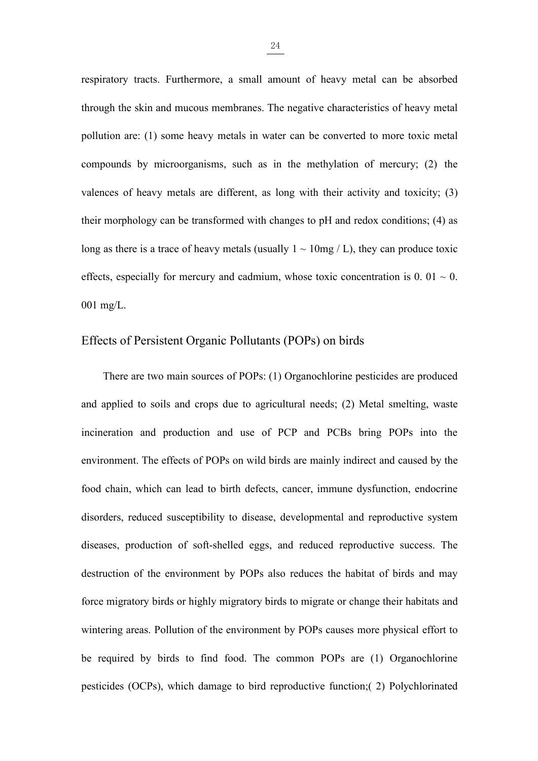respiratory tracts. Furthermore, a small amount of heavy metal can be absorbed through the skin and mucous membranes. The negative characteristics of heavy metal pollution are: (1) some heavy metals in water can be converted to more toxic metal compounds by microorganisms, such as in the methylation of mercury; (2) the valences of heavy metals are different, as long with their activity and toxicity; (3) their morphology can be transformed with changes to pH and redox conditions; (4) as long as there is a trace of heavy metals (usually 1 ~ 10mg / L), they can produce toxic effects, especially for mercury and cadmium, whose toxic concentration is 0. 01 ~ 0. 001 mg/L.

## Effects of Persistent Organic Pollutants (POPs) on birds

There are two main sources of POPs: (1) Organochlorine pesticides are produced and applied to soils and crops due to agricultural needs; (2) Metal smelting, waste incineration and production and use of PCP and PCBs bring POPs into the environment. The effects of POPs on wild birds are mainly indirect and caused by the food chain, which can lead to birth defects, cancer, immune dysfunction, endocrine disorders, reduced susceptibility to disease, developmental and reproductive system diseases, production of soft-shelled eggs, and reduced reproductive success. The destruction of the environment by POPs also reduces the habitat of birds and may force migratory birds or highly migratory birds to migrate or change their habitats and wintering areas. Pollution of the environment by POPs causes more physical effort to be required by birds to find food. The common POPs are (1) Organochlorine pesticides (OCPs), which damage to bird reproductive function;( 2) Polychlorinated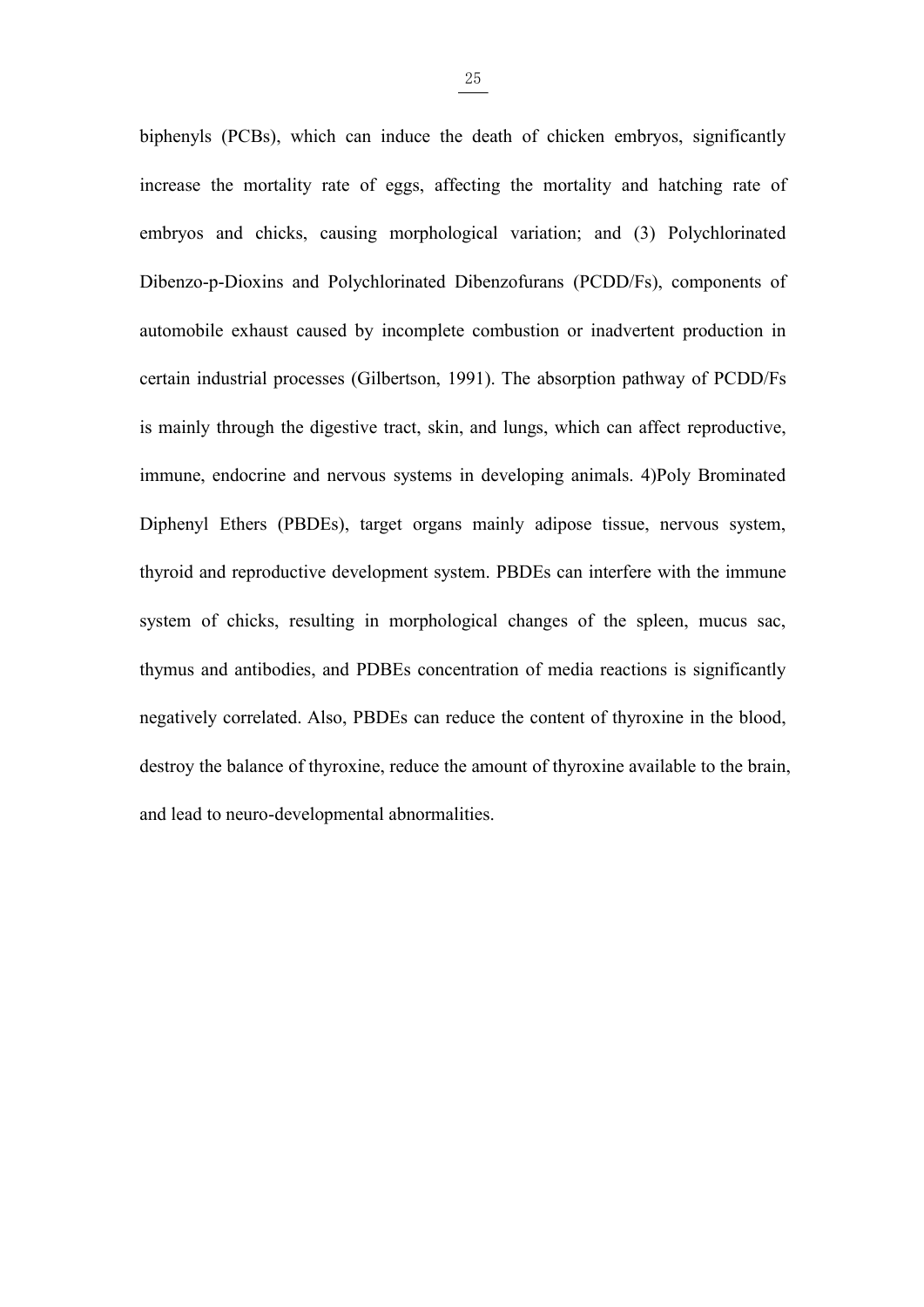biphenyls (PCBs), which can induce the death of chicken embryos, significantly increase the mortality rate of eggs, affecting the mortality and hatching rate of embryos and chicks, causing morphological variation; and (3) Polychlorinated Dibenzo-p-Dioxins and Polychlorinated Dibenzofurans (PCDD/Fs), components of automobile exhaust caused by incomplete combustion or inadvertent production in certain industrial processes (Gilbertson, 1991). The absorption pathway of PCDD/Fs is mainly through the digestive tract, skin, and lungs, which can affect reproductive, immune, endocrine and nervous systems in developing animals. 4)Poly Brominated Diphenyl Ethers (PBDEs), target organs mainly adipose tissue, nervous system, thyroid and reproductive development system. PBDEs can interfere with the immune system of chicks, resulting in morphological changes of the spleen, mucus sac, thymus and antibodies, and PDBEs concentration of media reactions is significantly negatively correlated. Also, PBDEs can reduce the content of thyroxine in the blood, destroy the balance of thyroxine, reduce the amount of thyroxine available to the brain, and lead to neuro-developmental abnormalities.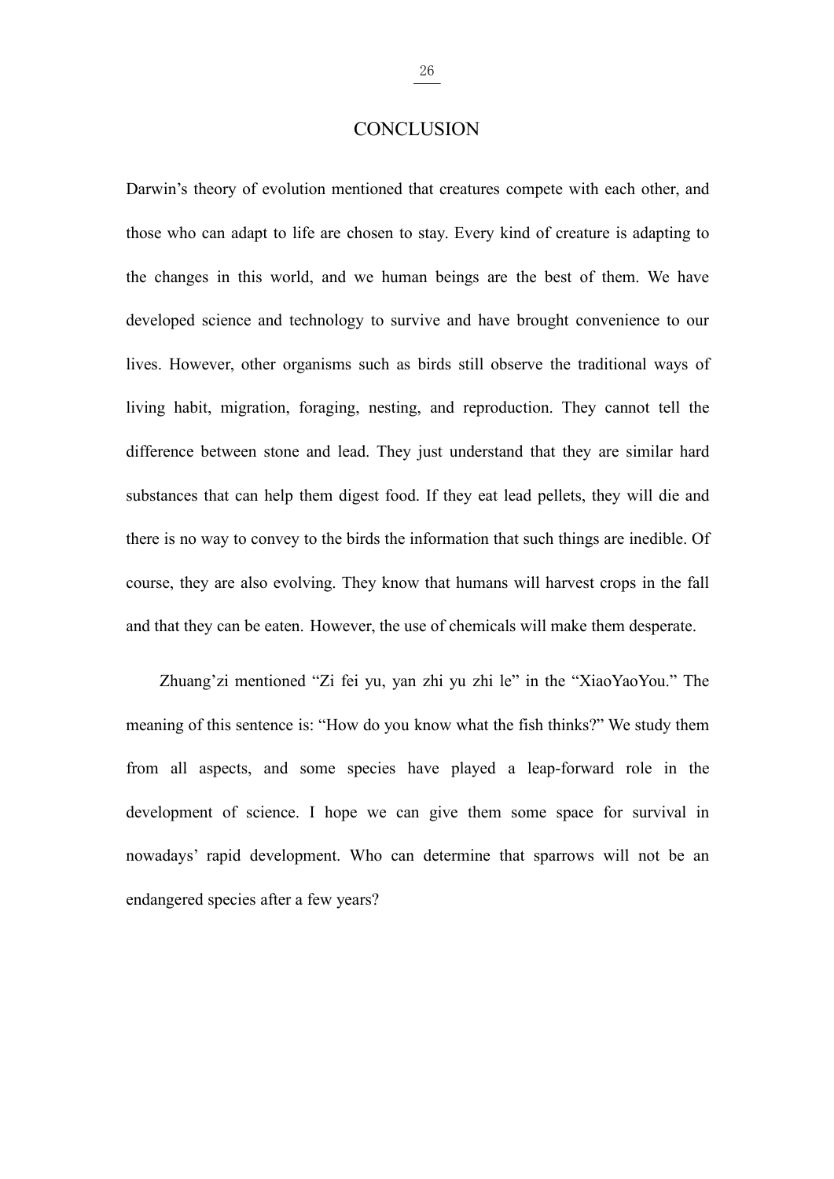# CONCLUSION

Darwin's theory of evolution mentioned that creatures compete with each other, and those who can adapt to life are chosen to stay. Every kind of creature is adapting to the changes in this world, and we human beings are the best of them. We have developed science and technology to survive and have brought convenience to our lives. However, other organisms such as birds still observe the traditional ways of living habit, migration, foraging, nesting, and reproduction. They cannot tell the difference between stone and lead. They just understand that they are similar hard substances that can help them digest food. If they eat lead pellets, they will die and there is no way to convey to the birds the information that such things are inedible. Of course, they are also evolving. They know that humans will harvest crops in the fall and that they can be eaten. However, the use of chemicals will make them desperate.

Zhuang'zi mentioned "Zi fei yu, yan zhi yu zhi le" in the "XiaoYaoYou." The meaning of this sentence is: "How do you know what the fish thinks?" We study them from all aspects, and some species have played a leap-forward role in the development of science. I hope we can give them some space for survival in nowadays' rapid development. Who can determine that sparrows will not be an endangered species after a few years?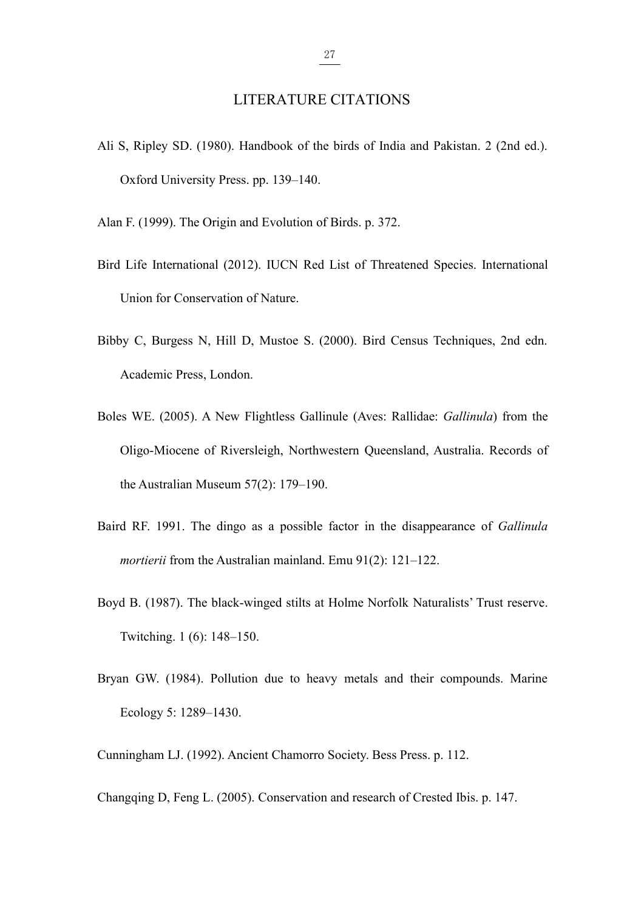# LITERATURE CITATIONS

Ali S, Ripley SD. (1980). Handbook of the birds of India and Pakistan. 2 (2nd ed.). Oxford University Press. pp. 139–140.

Alan F. (1999). The Origin and Evolution of Birds. p. 372.

Bird Life International (2012). IUCN Red List of Threatened Species. International Union for Conservation of Nature.

Bibby C, Burgess N, Hill D, Mustoe S. (2000). Bird Census Techniques, 2nd edn. Academic Press, London.

Boles WE. (2005). A New Flightless Gallinule (Aves: Rallidae: *Gallinula*) from the Oligo-Miocene of Riversleigh, Northwestern Queensland, Australia. Records of the Australian Museum 57(2): 179–190.

Baird RF. 1991. The dingo as a possible factor in the disappearance of *Gallinula mortierii* from the Australian mainland. Emu 91(2): 121–122.

Boyd B. (1987). The black-winged stilts at Holme Norfolk Naturalists' Trust reserve. Twitching. 1 (6): 148–150.

Bryan GW. (1984). Pollution due to heavy metals and their compounds. Marine Ecology 5: 1289–1430.

Cunningham LJ. (1992). Ancient Chamorro Society. Bess Press. p. 112.

Changqing D, Feng L. (2005). Conservation and research of Crested Ibis. p. 147.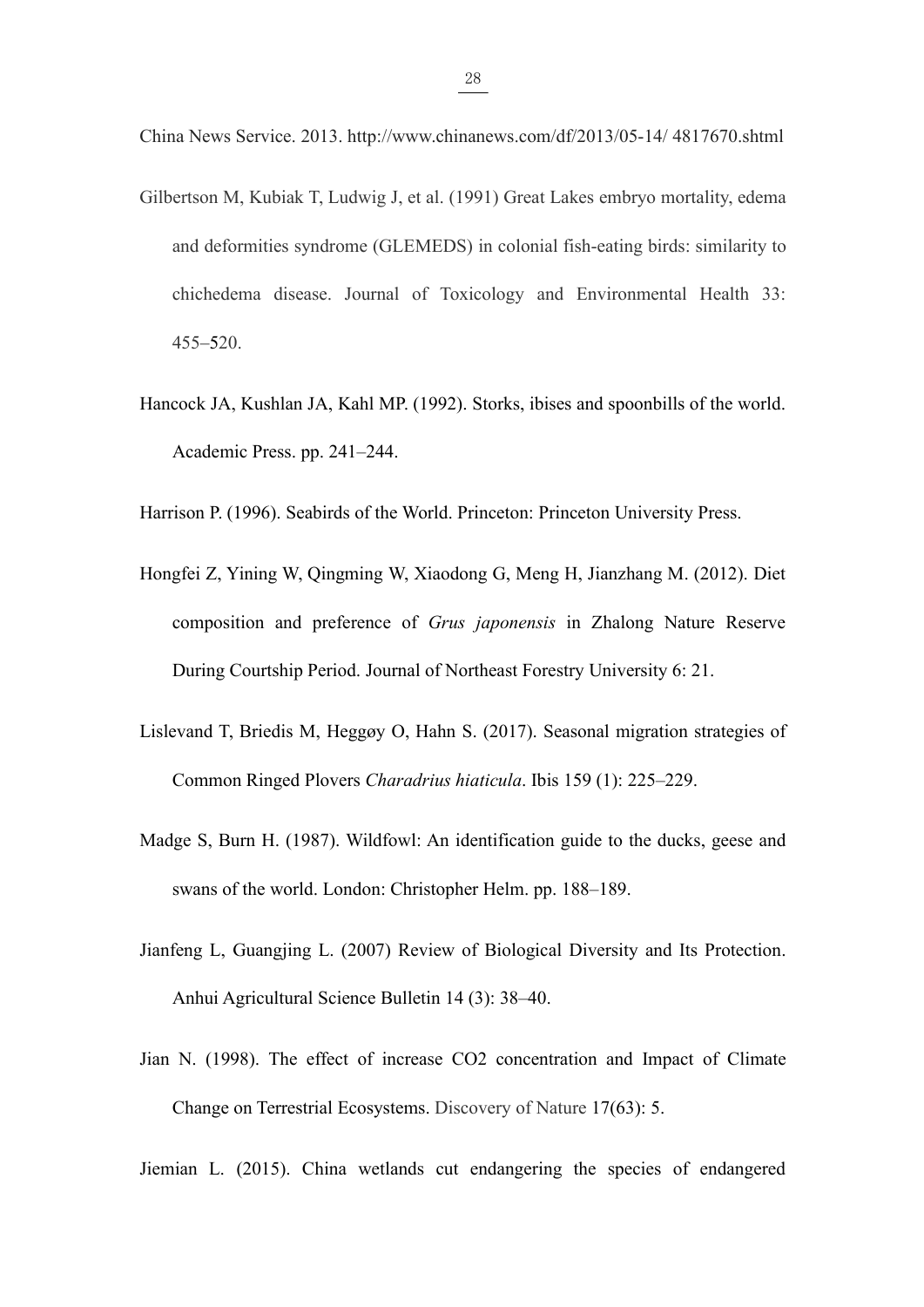China News Service. 2013. http://www.chinanews.com/df/2013/05-14/ 4817670.shtml

Gilbertson M, Kubiak T, Ludwig J, et al. (1991) Great Lakes embryo mortality, edema and deformities syndrome (GLEMEDS) in colonial fish-eating birds: similarity to chichedema disease. Journal of Toxicology and Environmental Health 33: 455–520.

Hancock JA, Kushlan JA, Kahl MP. (1992). Storks, ibises and spoonbills of the world. Academic Press. pp. 241–244.

Harrison P. (1996). Seabirds of the World. Princeton: Princeton University Press.

Hongfei Z, Yining W, Qingming W, Xiaodong G, Meng H, Jianzhang M. (2012). Diet composition and preference of *Grus japonensis* in Zhalong Nature Reserve During Courtship Period. Journal of Northeast Forestry University 6: 21.

Lislevand T, Briedis M, Heggøy O, Hahn S. (2017). Seasonal migration strategies of Common Ringed Plovers *Charadrius hiaticula*. Ibis 159 (1): 225–229.

Madge S, Burn H. (1987). Wildfowl: An identification guide to the ducks, geese and swans of the world. London: Christopher Helm. pp. 188–189.

Jianfeng L, Guangjing L. (2007) Review of Biological Diversity and Its Protection. Anhui Agricultural Science Bulletin 14 (3): 38–40.

Jian N. (1998). The effect of increase $CO_2$ concentration and Impact of Climate Change on Terrestrial Ecosystems. Discovery of Nature 17(63): 5.

Jiemian L. (2015). China wetlands cut endangering the species of endangered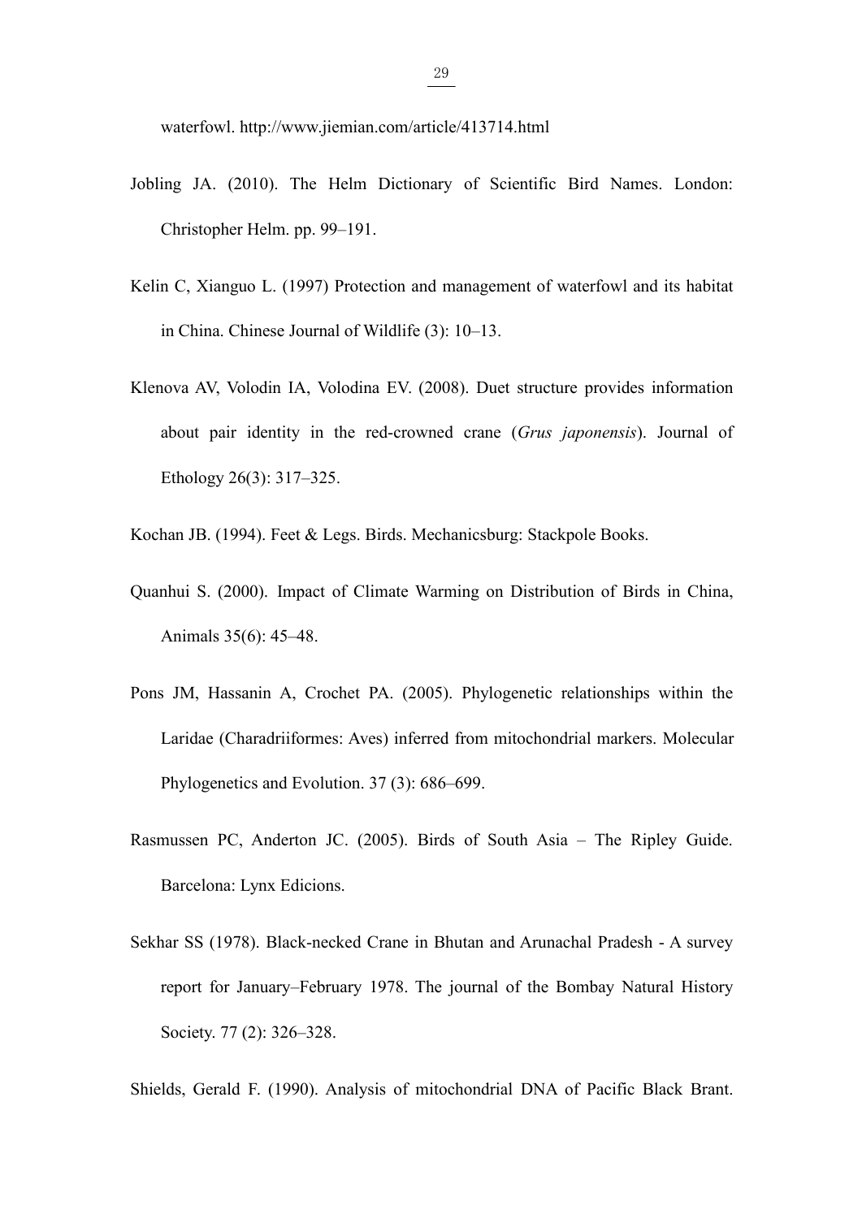waterfowl. http://www.jiemian.com/article/413714.html

Jobling JA. (2010). The Helm Dictionary of Scientific Bird Names. London: Christopher Helm. pp. 99–191.

Kelin C, Xianguo L. (1997) Protection and management of waterfowl and its habitat in China. Chinese Journal of Wildlife (3): 10–13.

Klenova AV, Volodin IA, Volodina EV. (2008). Duet structure provides information about pair identity in the red-crowned crane (*Grus japonensis*). Journal of Ethology 26(3): 317–325.

Kochan JB. (1994). Feet & Legs. Birds. Mechanicsburg: Stackpole Books.

Quanhui S. (2000). Impact of Climate Warming on Distribution of Birds in China, Animals 35(6): 45–48.

Pons JM, Hassanin A, Crochet PA. (2005). Phylogenetic relationships within the Laridae (Charadriiformes: Aves) inferred from mitochondrial markers. Molecular Phylogenetics and Evolution. 37 (3): 686–699.

Rasmussen PC, Anderton JC. (2005). Birds of South Asia – The Ripley Guide. Barcelona: Lynx Edicions.

Sekhar SS (1978). Black-necked Crane in Bhutan and Arunachal Pradesh - A survey report for January–February 1978. The journal of the Bombay Natural History Society. 77 (2): 326–328.

Shields, Gerald F. (1990). Analysis of mitochondrial DNA of Pacific Black Brant.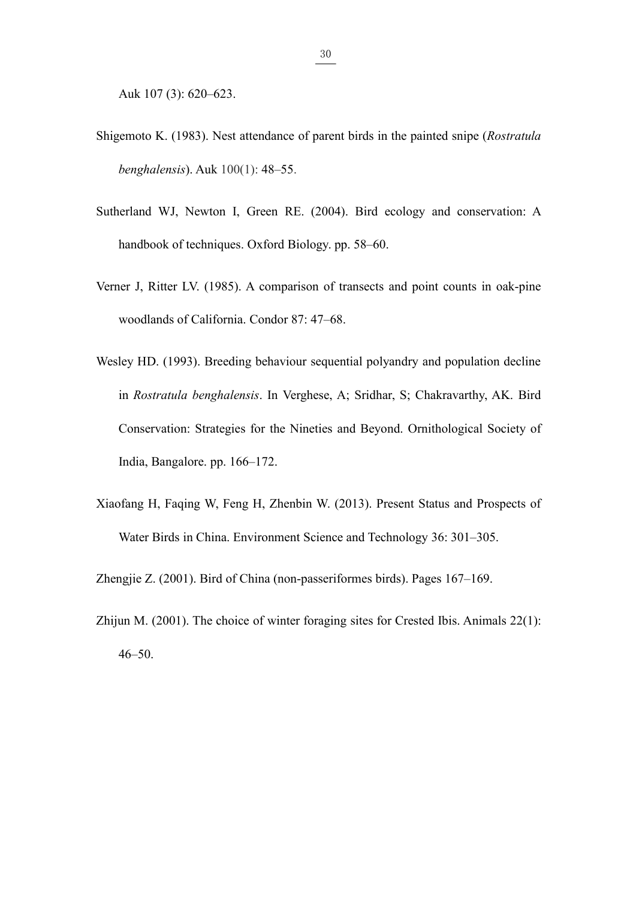Auk 107 (3): 620–623.

Shigemoto K. (1983). Nest attendance of parent birds in the painted snipe (*Rostratula benghalensis*). Auk 100(1): 48–55.

Sutherland WJ, Newton I, Green RE. (2004). Bird ecology and conservation: A handbook of techniques. Oxford Biology. pp. 58–60.

Verner J, Ritter LV. (1985). A comparison of transects and point counts in oak-pine woodlands of California. Condor 87: 47–68.

Wesley HD. (1993). Breeding behaviour sequential polyandry and population decline in *Rostratula benghalensis*. In Verghese, A; Sridhar, S; Chakravarthy, AK. Bird Conservation: Strategies for the Nineties and Beyond. Ornithological Society of India, Bangalore. pp. 166–172.

Xiaofang H, Faqing W, Feng H, Zhenbin W. (2013). Present Status and Prospects of Water Birds in China. Environment Science and Technology 36: 301–305.

Zhengjie Z. (2001). Bird of China (non-passeriformes birds). Pages 167–169.

Zhijun M. (2001). The choice of winter foraging sites for Crested Ibis. Animals 22(1): 46–50.